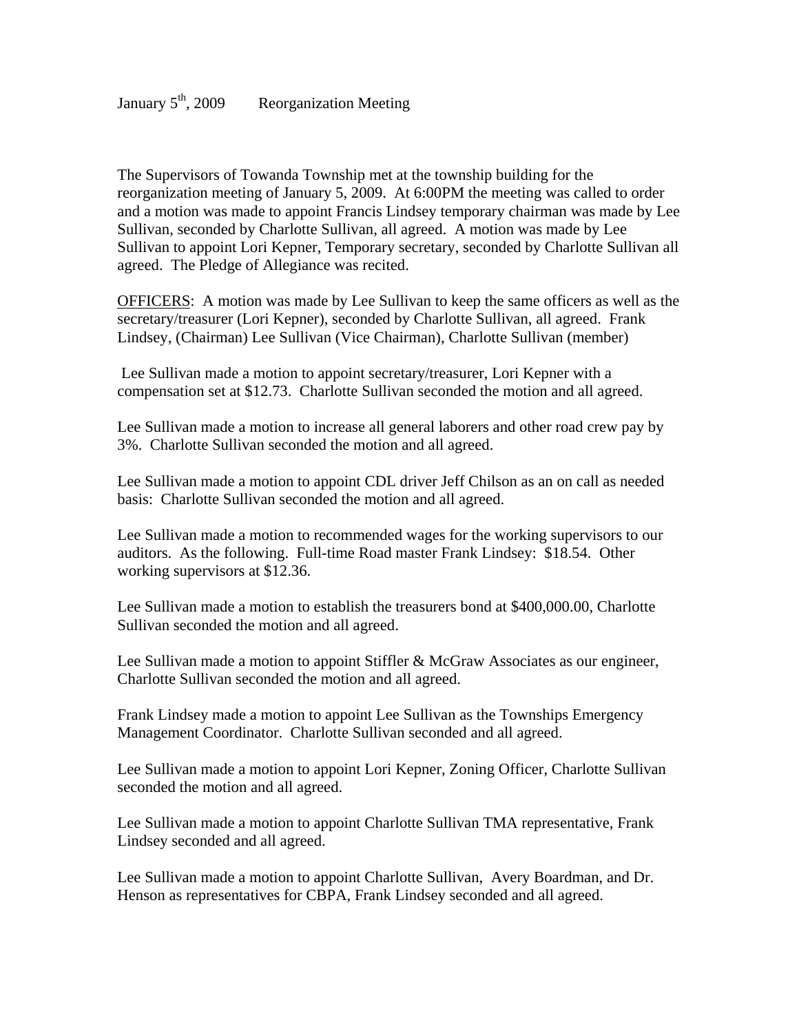January 5th, 2009 Reorganization Meeting

The Supervisors of Towanda Township met at the township building for the reorganization meeting of January 5, 2009. At 6:00PM the meeting was called to order and a motion was made to appoint Francis Lindsey temporary chairman was made by Lee Sullivan, seconded by Charlotte Sullivan, all agreed. A motion was made by Lee Sullivan to appoint Lori Kepner, Temporary secretary, seconded by Charlotte Sullivan all agreed. The Pledge of Allegiance was recited.

<u>OFFICERS</u>: A motion was made by Lee Sullivan to keep the same officers as well as the secretary/treasurer (Lori Kepner), seconded by Charlotte Sullivan, all agreed. Frank Lindsey, (Chairman) Lee Sullivan (Vice Chairman), Charlotte Sullivan (member)

Lee Sullivan made a motion to appoint secretary/treasurer, Lori Kepner with a compensation set at $12.73. Charlotte Sullivan seconded the motion and all agreed.

Lee Sullivan made a motion to increase all general laborers and other road crew pay by 3%. Charlotte Sullivan seconded the motion and all agreed.

Lee Sullivan made a motion to appoint CDL driver Jeff Chilson as an on call as needed basis: Charlotte Sullivan seconded the motion and all agreed.

Lee Sullivan made a motion to recommended wages for the working supervisors to our auditors. As the following. Full-time Road master Frank Lindsey: $18.54. Other working supervisors at $12.36.

Lee Sullivan made a motion to establish the treasurers bond at $400,000.00, Charlotte Sullivan seconded the motion and all agreed.

Lee Sullivan made a motion to appoint Stiffler & McGraw Associates as our engineer, Charlotte Sullivan seconded the motion and all agreed.

Frank Lindsey made a motion to appoint Lee Sullivan as the Townships Emergency Management Coordinator. Charlotte Sullivan seconded and all agreed.

Lee Sullivan made a motion to appoint Lori Kepner, Zoning Officer, Charlotte Sullivan seconded the motion and all agreed.

Lee Sullivan made a motion to appoint Charlotte Sullivan TMA representative, Frank Lindsey seconded and all agreed.

Lee Sullivan made a motion to appoint Charlotte Sullivan, Avery Boardman, and Dr. Henson as representatives for CBPA, Frank Lindsey seconded and all agreed.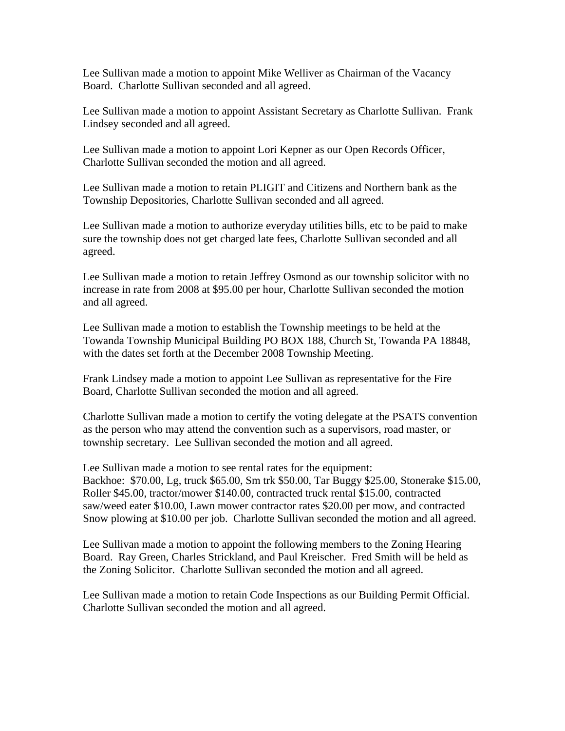Lee Sullivan made a motion to appoint Mike Welliver as Chairman of the Vacancy Board. Charlotte Sullivan seconded and all agreed.

Lee Sullivan made a motion to appoint Assistant Secretary as Charlotte Sullivan. Frank Lindsey seconded and all agreed.

Lee Sullivan made a motion to appoint Lori Kepner as our Open Records Officer, Charlotte Sullivan seconded the motion and all agreed.

Lee Sullivan made a motion to retain PLIGIT and Citizens and Northern bank as the Township Depositories, Charlotte Sullivan seconded and all agreed.

Lee Sullivan made a motion to authorize everyday utilities bills, etc to be paid to make sure the township does not get charged late fees, Charlotte Sullivan seconded and all agreed.

Lee Sullivan made a motion to retain Jeffrey Osmond as our township solicitor with no increase in rate from 2008 at $95.00 per hour, Charlotte Sullivan seconded the motion and all agreed.

Lee Sullivan made a motion to establish the Township meetings to be held at the Towanda Township Municipal Building PO BOX 188, Church St, Towanda PA 18848, with the dates set forth at the December 2008 Township Meeting.

Frank Lindsey made a motion to appoint Lee Sullivan as representative for the Fire Board, Charlotte Sullivan seconded the motion and all agreed.

Charlotte Sullivan made a motion to certify the voting delegate at the PSATS convention as the person who may attend the convention such as a supervisors, road master, or township secretary. Lee Sullivan seconded the motion and all agreed.

Lee Sullivan made a motion to see rental rates for the equipment:
Backhoe: $70.00, Lg, truck $65.00, Sm trk $50.00, Tar Buggy $25.00, Stonerake $15.00, Roller $45.00, tractor/mower $140.00, contracted truck rental $15.00, contracted saw/weed eater $10.00, Lawn mower contractor rates $20.00 per mow, and contracted Snow plowing at $10.00 per job. Charlotte Sullivan seconded the motion and all agreed.

Lee Sullivan made a motion to appoint the following members to the Zoning Hearing Board. Ray Green, Charles Strickland, and Paul Kreischer. Fred Smith will be held as the Zoning Solicitor. Charlotte Sullivan seconded the motion and all agreed.

Lee Sullivan made a motion to retain Code Inspections as our Building Permit Official. Charlotte Sullivan seconded the motion and all agreed.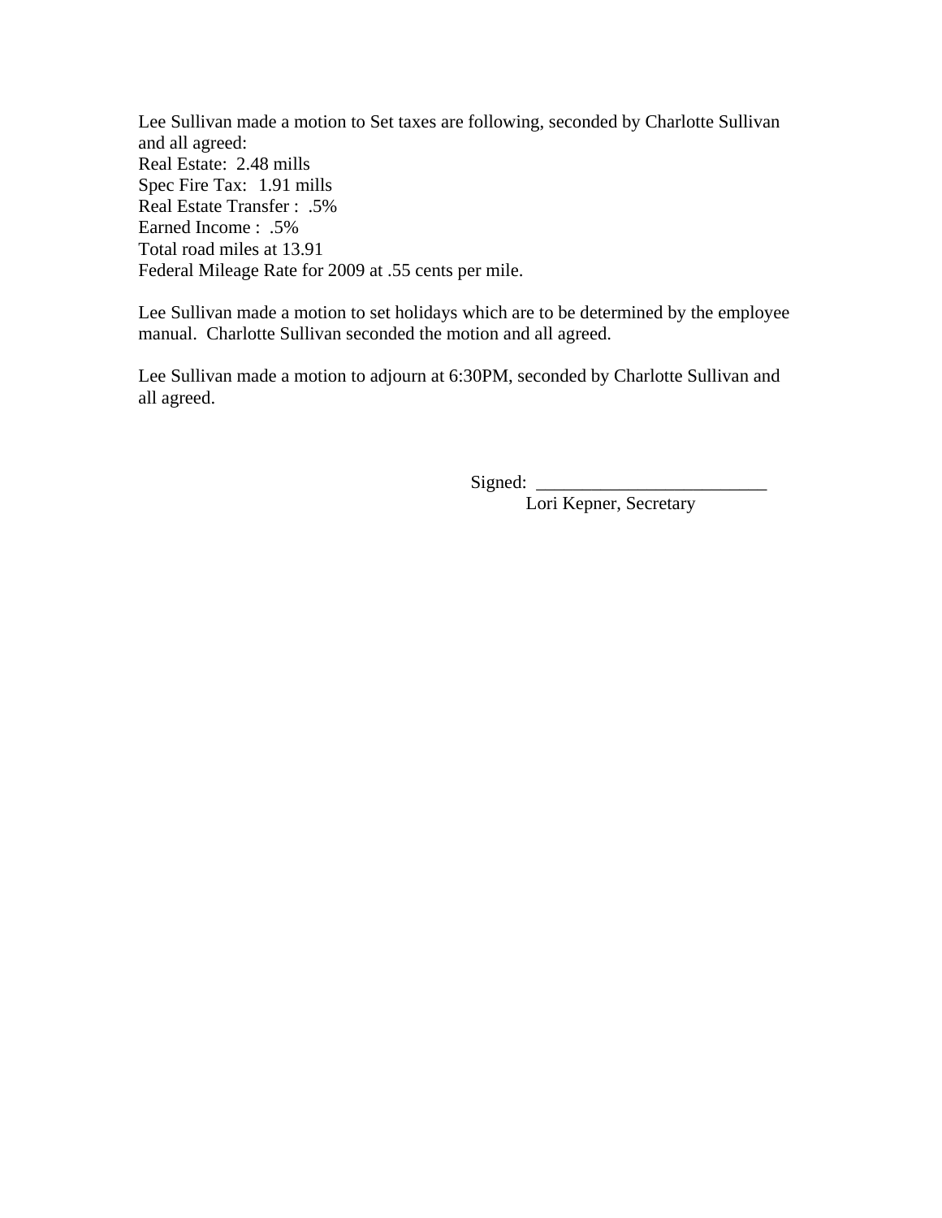Lee Sullivan made a motion to Set taxes are following, seconded by Charlotte Sullivan and all agreed:
Real Estate:  2.48 mills
Spec Fire Tax:  1.91 mills
Real Estate Transfer :  .5%
Earned Income :  .5%
Total road miles at 13.91
Federal Mileage Rate for 2009 at .55 cents per mile.

Lee Sullivan made a motion to set holidays which are to be determined by the employee manual.  Charlotte Sullivan seconded the motion and all agreed.

Lee Sullivan made a motion to adjourn at 6:30PM, seconded by Charlotte Sullivan and all agreed.

Signed:  _________________________
Lori Kepner, Secretary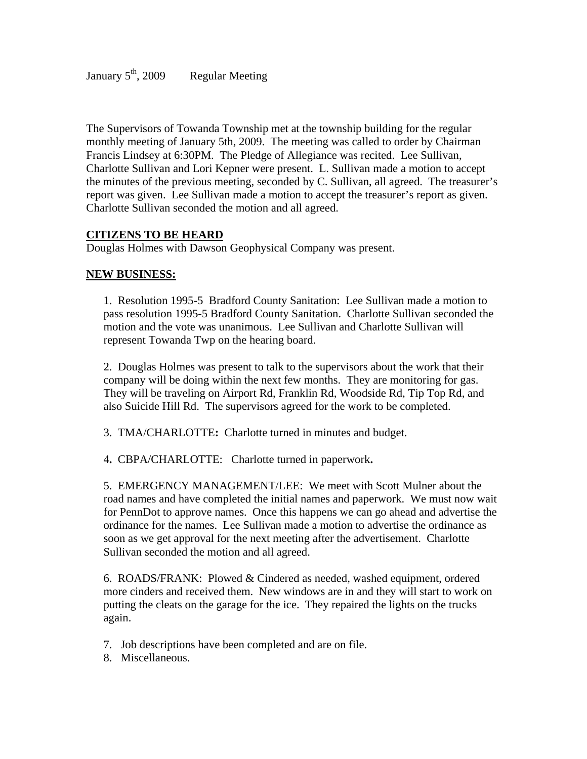January 5th, 2009 Regular Meeting

The Supervisors of Towanda Township met at the township building for the regular monthly meeting of January 5th, 2009. The meeting was called to order by Chairman Francis Lindsey at 6:30PM. The Pledge of Allegiance was recited. Lee Sullivan, Charlotte Sullivan and Lori Kepner were present. L. Sullivan made a motion to accept the minutes of the previous meeting, seconded by C. Sullivan, all agreed. The treasurer's report was given. Lee Sullivan made a motion to accept the treasurer's report as given. Charlotte Sullivan seconded the motion and all agreed.

**CITIZENS TO BE HEARD**

Douglas Holmes with Dawson Geophysical Company was present.

**NEW BUSINESS:**

1. Resolution 1995-5 Bradford County Sanitation: Lee Sullivan made a motion to pass resolution 1995-5 Bradford County Sanitation. Charlotte Sullivan seconded the motion and the vote was unanimous. Lee Sullivan and Charlotte Sullivan will represent Towanda Twp on the hearing board.

2. Douglas Holmes was present to talk to the supervisors about the work that their company will be doing within the next few months. They are monitoring for gas. They will be traveling on Airport Rd, Franklin Rd, Woodside Rd, Tip Top Rd, and also Suicide Hill Rd. The supervisors agreed for the work to be completed.

3. TMA/CHARLOTTE**:** Charlotte turned in minutes and budget.

4**.** CBPA/CHARLOTTE: Charlotte turned in paperwork**.**

5. EMERGENCY MANAGEMENT/LEE: We meet with Scott Mulner about the road names and have completed the initial names and paperwork. We must now wait for PennDot to approve names. Once this happens we can go ahead and advertise the ordinance for the names. Lee Sullivan made a motion to advertise the ordinance as soon as we get approval for the next meeting after the advertisement. Charlotte Sullivan seconded the motion and all agreed.

6. ROADS/FRANK: Plowed & Cindered as needed, washed equipment, ordered more cinders and received them. New windows are in and they will start to work on putting the cleats on the garage for the ice. They repaired the lights on the trucks again.

7. Job descriptions have been completed and are on file.
8. Miscellaneous.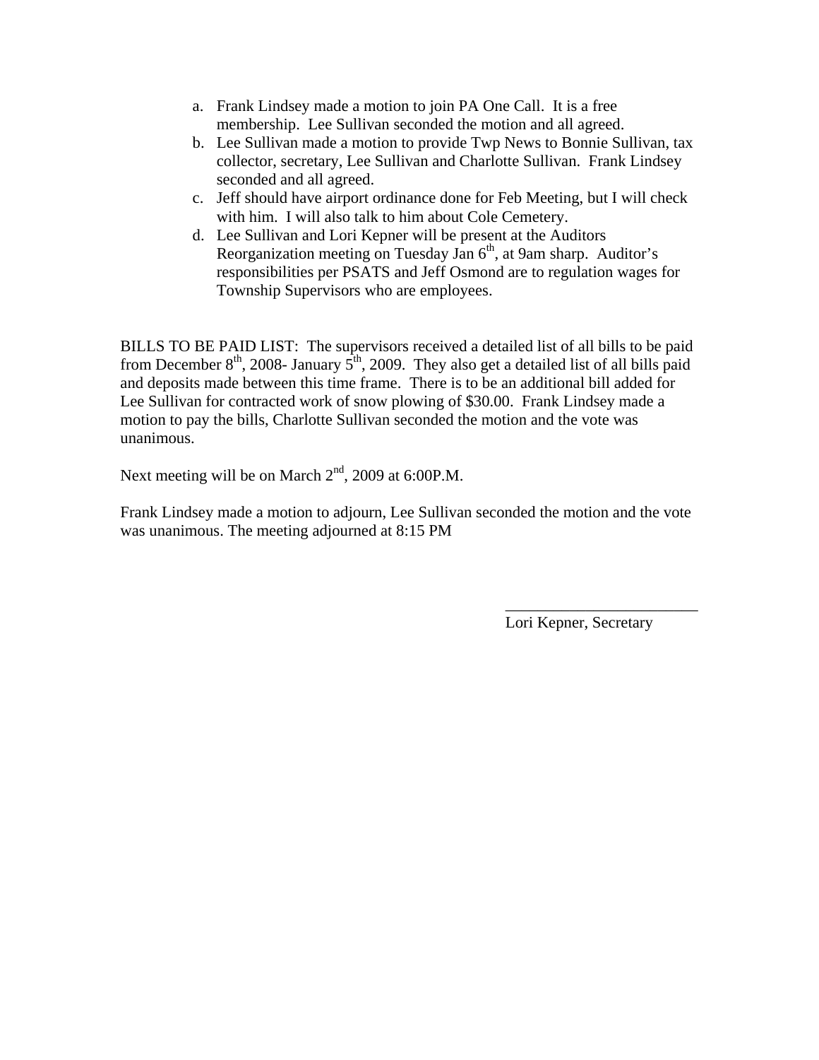a. Frank Lindsey made a motion to join PA One Call. It is a free membership. Lee Sullivan seconded the motion and all agreed.
b. Lee Sullivan made a motion to provide Twp News to Bonnie Sullivan, tax collector, secretary, Lee Sullivan and Charlotte Sullivan. Frank Lindsey seconded and all agreed.
c. Jeff should have airport ordinance done for Feb Meeting, but I will check with him. I will also talk to him about Cole Cemetery.
d. Lee Sullivan and Lori Kepner will be present at the Auditors Reorganization meeting on Tuesday Jan 6th, at 9am sharp. Auditor's responsibilities per PSATS and Jeff Osmond are to regulation wages for Township Supervisors who are employees.

BILLS TO BE PAID LIST: The supervisors received a detailed list of all bills to be paid from December 8th, 2008- January 5th, 2009. They also get a detailed list of all bills paid and deposits made between this time frame. There is to be an additional bill added for Lee Sullivan for contracted work of snow plowing of $30.00. Frank Lindsey made a motion to pay the bills, Charlotte Sullivan seconded the motion and the vote was unanimous.

Next meeting will be on March 2nd, 2009 at 6:00P.M.

Frank Lindsey made a motion to adjourn, Lee Sullivan seconded the motion and the vote was unanimous. The meeting adjourned at 8:15 PM

\_\_\_\_\_\_\_\_\_\_\_\_\_\_\_\_\_\_\_\_\_\_\_\_

Lori Kepner, Secretary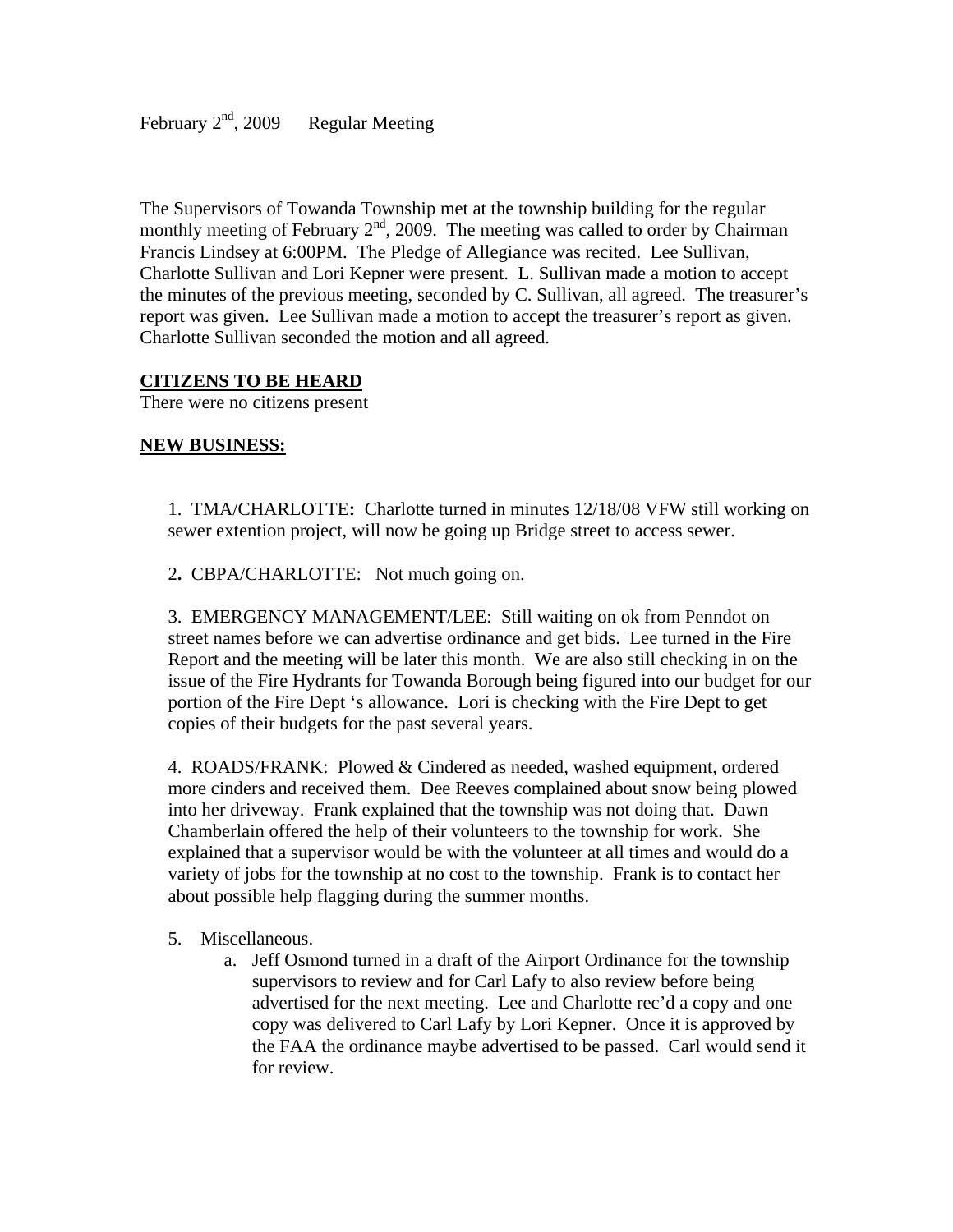February 2nd, 2009 Regular Meeting

The Supervisors of Towanda Township met at the township building for the regular monthly meeting of February 2nd, 2009. The meeting was called to order by Chairman Francis Lindsey at 6:00PM. The Pledge of Allegiance was recited. Lee Sullivan, Charlotte Sullivan and Lori Kepner were present. L. Sullivan made a motion to accept the minutes of the previous meeting, seconded by C. Sullivan, all agreed. The treasurer's report was given. Lee Sullivan made a motion to accept the treasurer's report as given. Charlotte Sullivan seconded the motion and all agreed.

**CITIZENS TO BE HEARD**

There were no citizens present

**NEW BUSINESS:**

1. TMA/CHARLOTTE**:** Charlotte turned in minutes 12/18/08 VFW still working on sewer extention project, will now be going up Bridge street to access sewer.

2**.** CBPA/CHARLOTTE: Not much going on.

3. EMERGENCY MANAGEMENT/LEE: Still waiting on ok from Penndot on street names before we can advertise ordinance and get bids. Lee turned in the Fire Report and the meeting will be later this month. We are also still checking in on the issue of the Fire Hydrants for Towanda Borough being figured into our budget for our portion of the Fire Dept 's allowance. Lori is checking with the Fire Dept to get copies of their budgets for the past several years.

4. ROADS/FRANK: Plowed & Cindered as needed, washed equipment, ordered more cinders and received them. Dee Reeves complained about snow being plowed into her driveway. Frank explained that the township was not doing that. Dawn Chamberlain offered the help of their volunteers to the township for work. She explained that a supervisor would be with the volunteer at all times and would do a variety of jobs for the township at no cost to the township. Frank is to contact her about possible help flagging during the summer months.

5. Miscellaneous.
   a. Jeff Osmond turned in a draft of the Airport Ordinance for the township supervisors to review and for Carl Lafy to also review before being advertised for the next meeting. Lee and Charlotte rec'd a copy and one copy was delivered to Carl Lafy by Lori Kepner. Once it is approved by the FAA the ordinance maybe advertised to be passed. Carl would send it for review.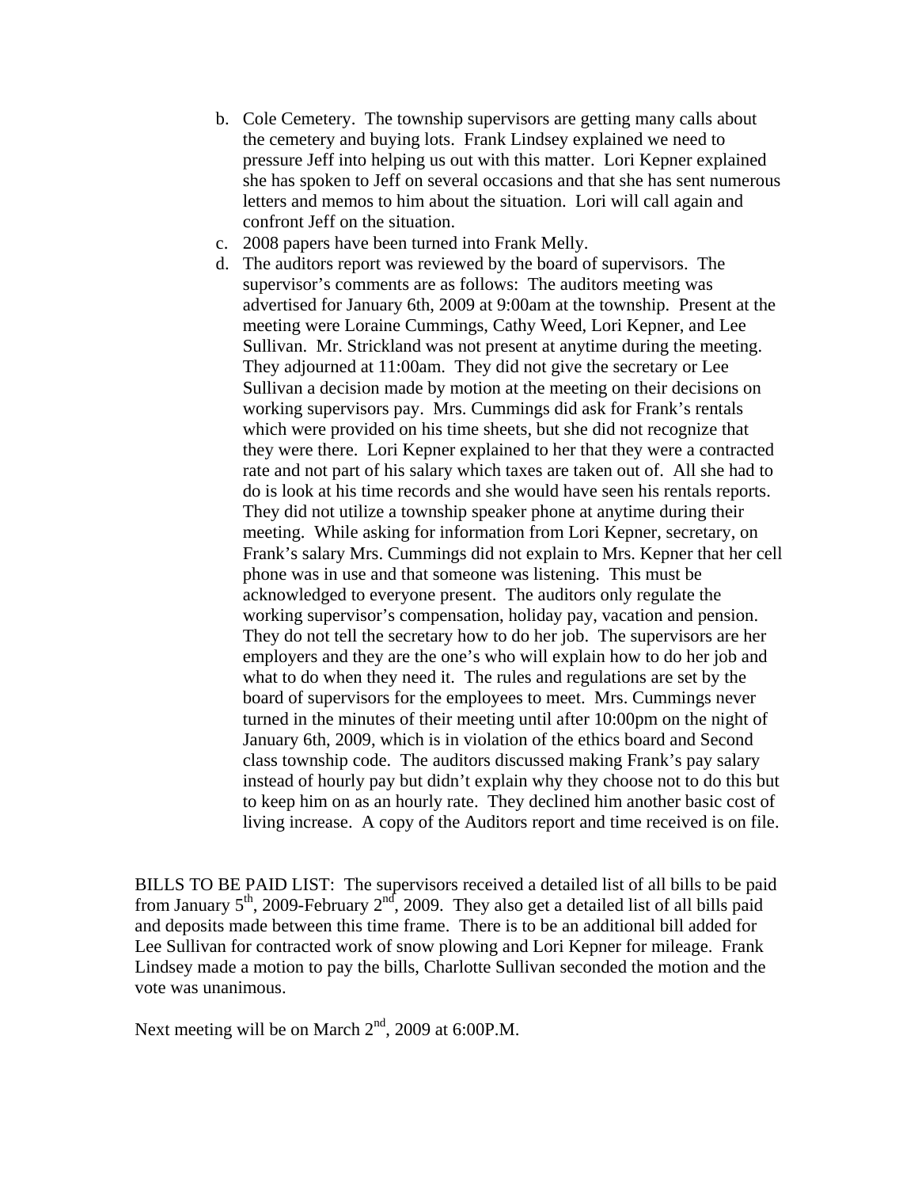b. Cole Cemetery. The township supervisors are getting many calls about the cemetery and buying lots. Frank Lindsey explained we need to pressure Jeff into helping us out with this matter. Lori Kepner explained she has spoken to Jeff on several occasions and that she has sent numerous letters and memos to him about the situation. Lori will call again and confront Jeff on the situation.
c. 2008 papers have been turned into Frank Melly.
d. The auditors report was reviewed by the board of supervisors. The supervisor's comments are as follows: The auditors meeting was advertised for January 6th, 2009 at 9:00am at the township. Present at the meeting were Loraine Cummings, Cathy Weed, Lori Kepner, and Lee Sullivan. Mr. Strickland was not present at anytime during the meeting. They adjourned at 11:00am. They did not give the secretary or Lee Sullivan a decision made by motion at the meeting on their decisions on working supervisors pay. Mrs. Cummings did ask for Frank's rentals which were provided on his time sheets, but she did not recognize that they were there. Lori Kepner explained to her that they were a contracted rate and not part of his salary which taxes are taken out of. All she had to do is look at his time records and she would have seen his rentals reports. They did not utilize a township speaker phone at anytime during their meeting. While asking for information from Lori Kepner, secretary, on Frank's salary Mrs. Cummings did not explain to Mrs. Kepner that her cell phone was in use and that someone was listening. This must be acknowledged to everyone present. The auditors only regulate the working supervisor's compensation, holiday pay, vacation and pension. They do not tell the secretary how to do her job. The supervisors are her employers and they are the one's who will explain how to do her job and what to do when they need it. The rules and regulations are set by the board of supervisors for the employees to meet. Mrs. Cummings never turned in the minutes of their meeting until after 10:00pm on the night of January 6th, 2009, which is in violation of the ethics board and Second class township code. The auditors discussed making Frank's pay salary instead of hourly pay but didn't explain why they choose not to do this but to keep him on as an hourly rate. They declined him another basic cost of living increase. A copy of the Auditors report and time received is on file.

BILLS TO BE PAID LIST: The supervisors received a detailed list of all bills to be paid from January 5th, 2009-February 2nd, 2009. They also get a detailed list of all bills paid and deposits made between this time frame. There is to be an additional bill added for Lee Sullivan for contracted work of snow plowing and Lori Kepner for mileage. Frank Lindsey made a motion to pay the bills, Charlotte Sullivan seconded the motion and the vote was unanimous.

Next meeting will be on March 2nd, 2009 at 6:00P.M.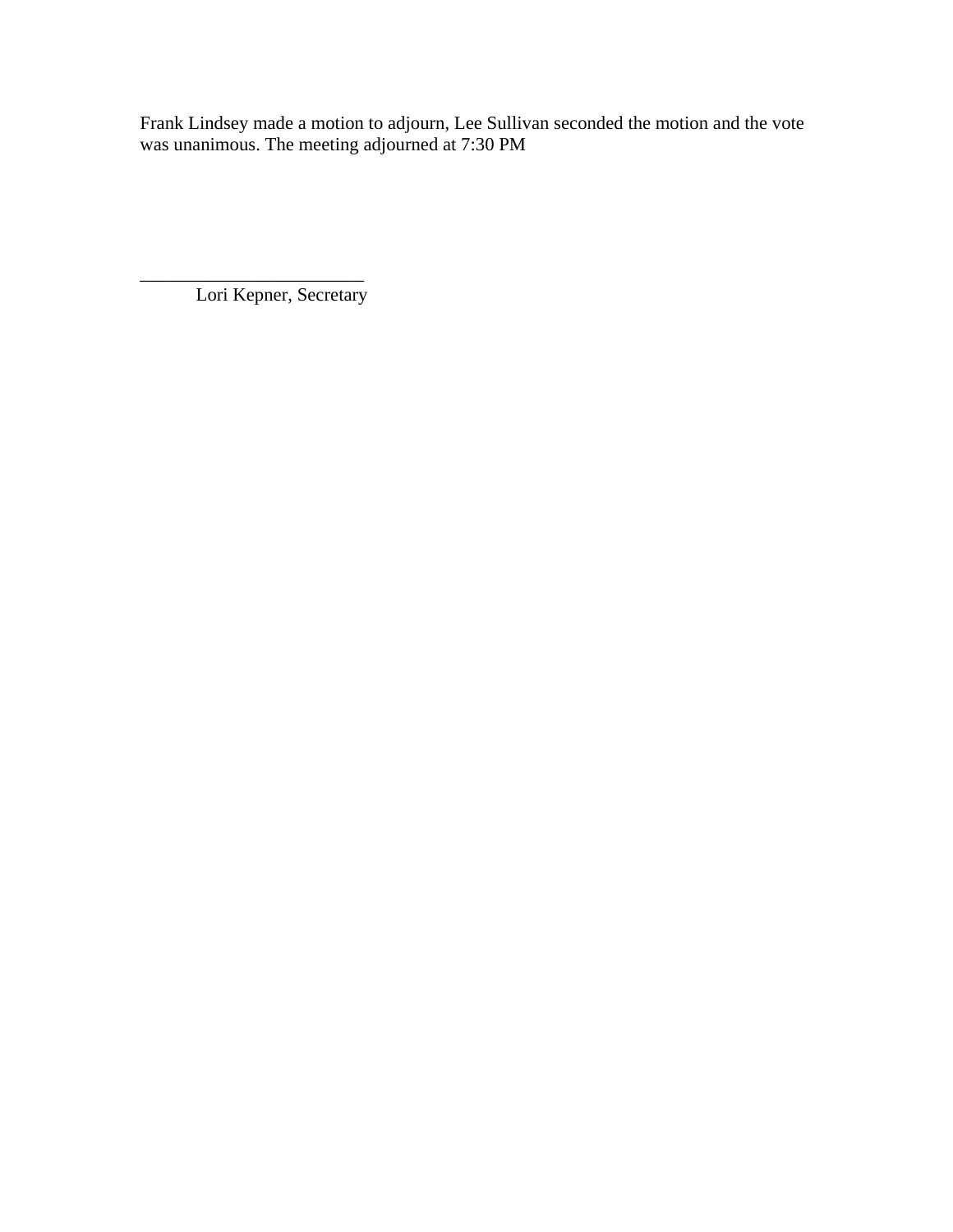Frank Lindsey made a motion to adjourn, Lee Sullivan seconded the motion and the vote was unanimous. The meeting adjourned at 7:30 PM

_________________________
Lori Kepner, Secretary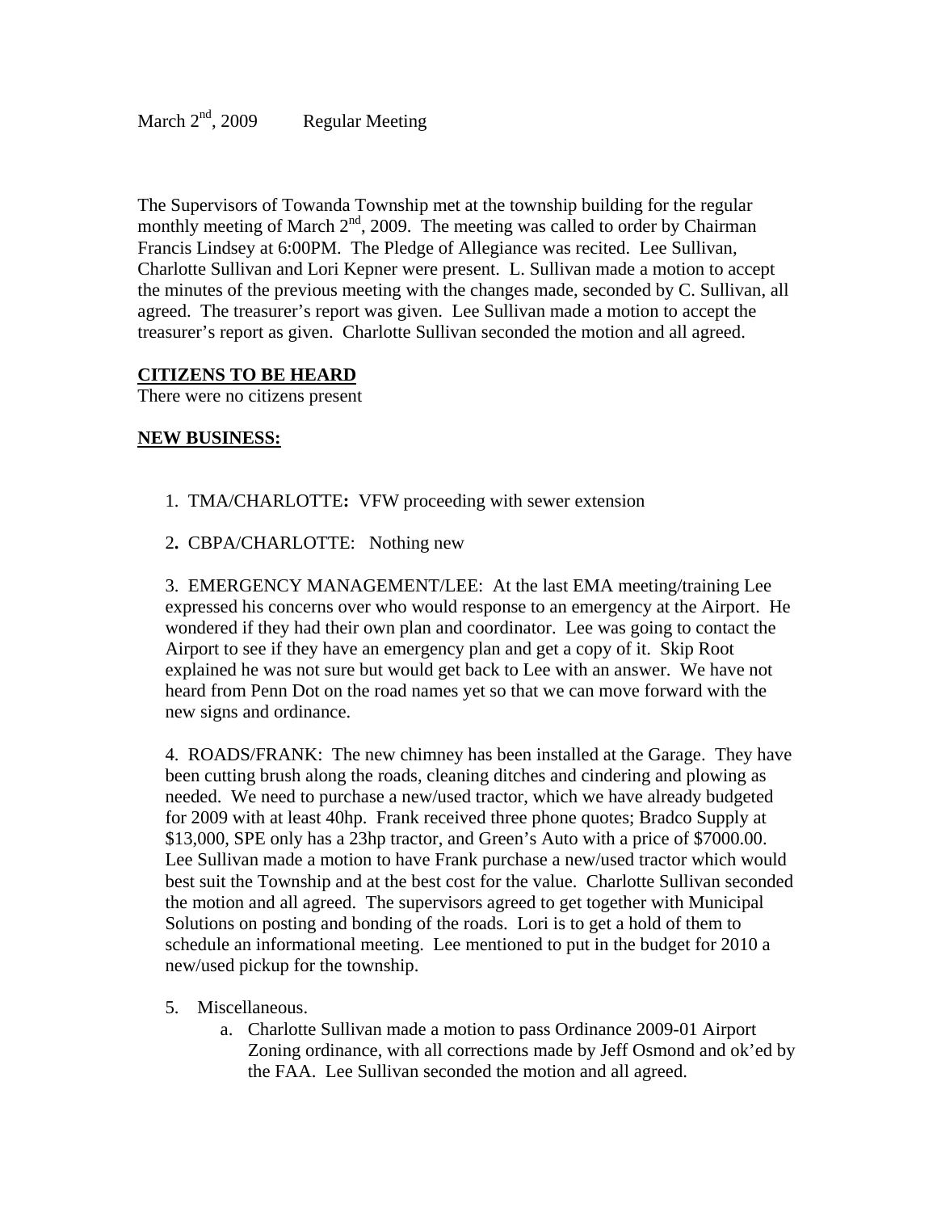March 2nd, 2009     Regular Meeting

The Supervisors of Towanda Township met at the township building for the regular monthly meeting of March 2nd, 2009. The meeting was called to order by Chairman Francis Lindsey at 6:00PM. The Pledge of Allegiance was recited. Lee Sullivan, Charlotte Sullivan and Lori Kepner were present. L. Sullivan made a motion to accept the minutes of the previous meeting with the changes made, seconded by C. Sullivan, all agreed. The treasurer's report was given. Lee Sullivan made a motion to accept the treasurer's report as given. Charlotte Sullivan seconded the motion and all agreed.

**CITIZENS TO BE HEARD**

There were no citizens present

**NEW BUSINESS:**

1. TMA/CHARLOTTE**:** VFW proceeding with sewer extension

2**.** CBPA/CHARLOTTE: Nothing new

3. EMERGENCY MANAGEMENT/LEE: At the last EMA meeting/training Lee expressed his concerns over who would response to an emergency at the Airport. He wondered if they had their own plan and coordinator. Lee was going to contact the Airport to see if they have an emergency plan and get a copy of it. Skip Root explained he was not sure but would get back to Lee with an answer. We have not heard from Penn Dot on the road names yet so that we can move forward with the new signs and ordinance.

4. ROADS/FRANK: The new chimney has been installed at the Garage. They have been cutting brush along the roads, cleaning ditches and cindering and plowing as needed. We need to purchase a new/used tractor, which we have already budgeted for 2009 with at least 40hp. Frank received three phone quotes; Bradco Supply at $13,000, SPE only has a 23hp tractor, and Green's Auto with a price of $7000.00. Lee Sullivan made a motion to have Frank purchase a new/used tractor which would best suit the Township and at the best cost for the value. Charlotte Sullivan seconded the motion and all agreed. The supervisors agreed to get together with Municipal Solutions on posting and bonding of the roads. Lori is to get a hold of them to schedule an informational meeting. Lee mentioned to put in the budget for 2010 a new/used pickup for the township.

5. Miscellaneous.
   a. Charlotte Sullivan made a motion to pass Ordinance 2009-01 Airport Zoning ordinance, with all corrections made by Jeff Osmond and ok'ed by the FAA. Lee Sullivan seconded the motion and all agreed.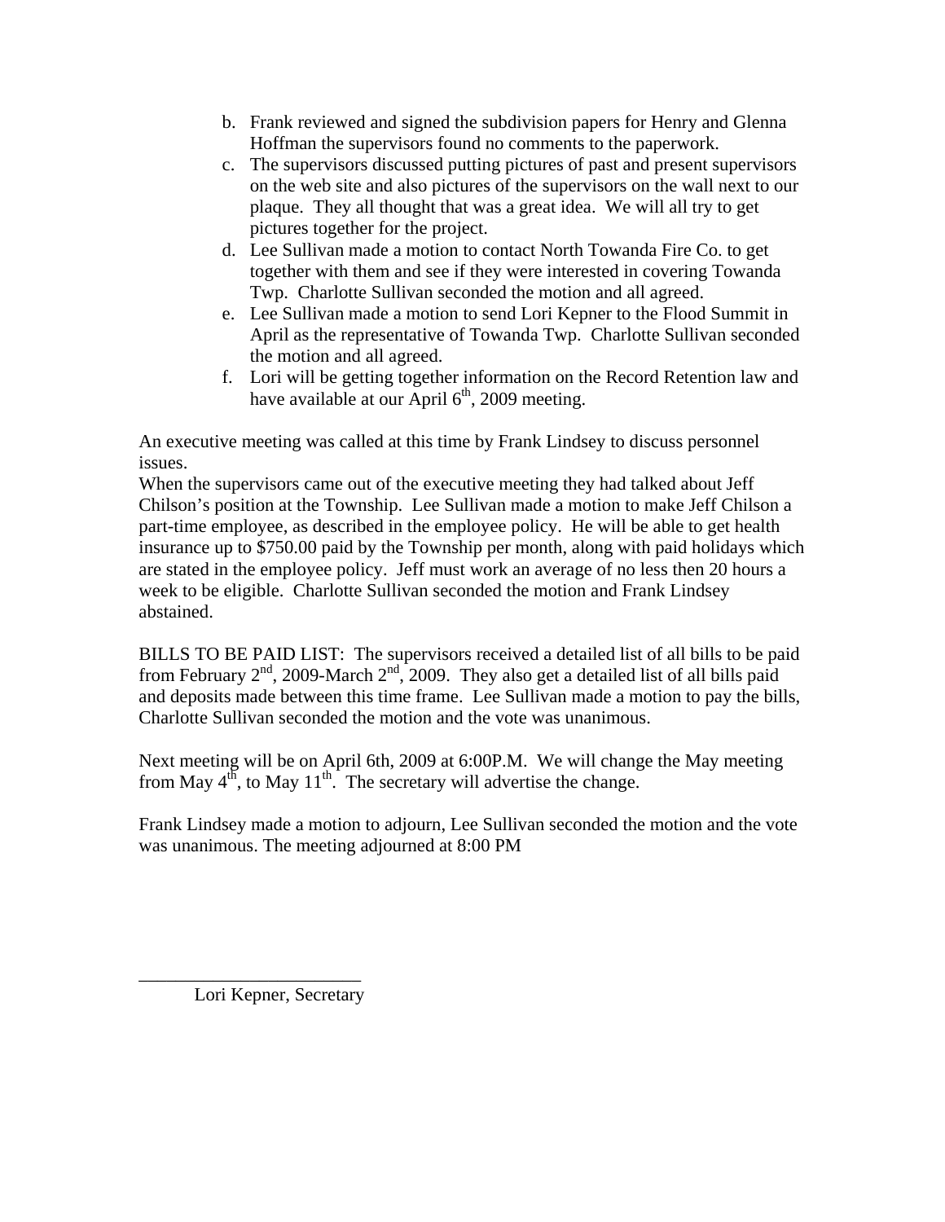b. Frank reviewed and signed the subdivision papers for Henry and Glenna Hoffman the supervisors found no comments to the paperwork.
c. The supervisors discussed putting pictures of past and present supervisors on the web site and also pictures of the supervisors on the wall next to our plaque. They all thought that was a great idea. We will all try to get pictures together for the project.
d. Lee Sullivan made a motion to contact North Towanda Fire Co. to get together with them and see if they were interested in covering Towanda Twp. Charlotte Sullivan seconded the motion and all agreed.
e. Lee Sullivan made a motion to send Lori Kepner to the Flood Summit in April as the representative of Towanda Twp. Charlotte Sullivan seconded the motion and all agreed.
f. Lori will be getting together information on the Record Retention law and have available at our April 6th, 2009 meeting.

An executive meeting was called at this time by Frank Lindsey to discuss personnel issues.
When the supervisors came out of the executive meeting they had talked about Jeff Chilson's position at the Township. Lee Sullivan made a motion to make Jeff Chilson a part-time employee, as described in the employee policy. He will be able to get health insurance up to $750.00 paid by the Township per month, along with paid holidays which are stated in the employee policy. Jeff must work an average of no less then 20 hours a week to be eligible. Charlotte Sullivan seconded the motion and Frank Lindsey abstained.

BILLS TO BE PAID LIST: The supervisors received a detailed list of all bills to be paid from February 2nd, 2009-March 2nd, 2009. They also get a detailed list of all bills paid and deposits made between this time frame. Lee Sullivan made a motion to pay the bills, Charlotte Sullivan seconded the motion and the vote was unanimous.

Next meeting will be on April 6th, 2009 at 6:00P.M. We will change the May meeting from May 4th, to May 11th. The secretary will advertise the change.

Frank Lindsey made a motion to adjourn, Lee Sullivan seconded the motion and the vote was unanimous. The meeting adjourned at 8:00 PM

________________________
Lori Kepner, Secretary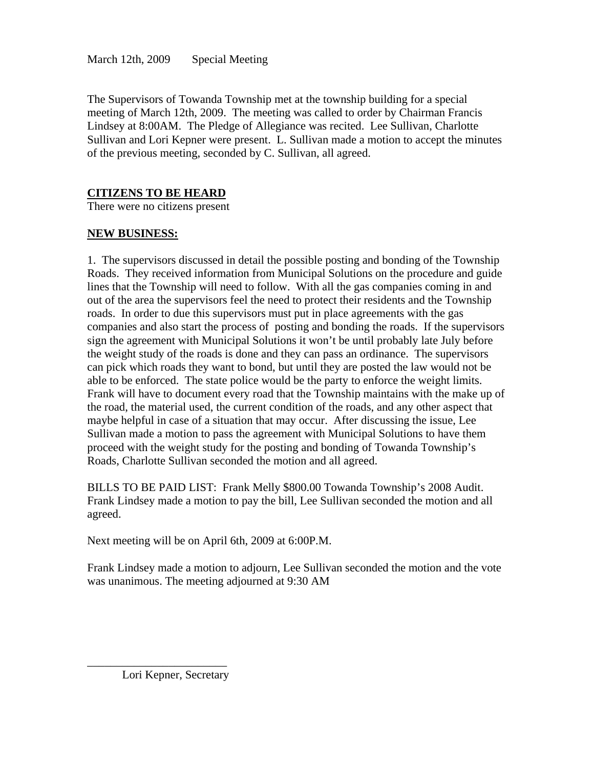March 12th, 2009 Special Meeting

The Supervisors of Towanda Township met at the township building for a special meeting of March 12th, 2009. The meeting was called to order by Chairman Francis Lindsey at 8:00AM. The Pledge of Allegiance was recited. Lee Sullivan, Charlotte Sullivan and Lori Kepner were present. L. Sullivan made a motion to accept the minutes of the previous meeting, seconded by C. Sullivan, all agreed.

**CITIZENS TO BE HEARD**

There were no citizens present

**NEW BUSINESS:**

1. The supervisors discussed in detail the possible posting and bonding of the Township Roads. They received information from Municipal Solutions on the procedure and guide lines that the Township will need to follow. With all the gas companies coming in and out of the area the supervisors feel the need to protect their residents and the Township roads. In order to due this supervisors must put in place agreements with the gas companies and also start the process of posting and bonding the roads. If the supervisors sign the agreement with Municipal Solutions it won't be until probably late July before the weight study of the roads is done and they can pass an ordinance. The supervisors can pick which roads they want to bond, but until they are posted the law would not be able to be enforced. The state police would be the party to enforce the weight limits. Frank will have to document every road that the Township maintains with the make up of the road, the material used, the current condition of the roads, and any other aspect that maybe helpful in case of a situation that may occur. After discussing the issue, Lee Sullivan made a motion to pass the agreement with Municipal Solutions to have them proceed with the weight study for the posting and bonding of Towanda Township's Roads, Charlotte Sullivan seconded the motion and all agreed.

BILLS TO BE PAID LIST: Frank Melly $800.00 Towanda Township's 2008 Audit. Frank Lindsey made a motion to pay the bill, Lee Sullivan seconded the motion and all agreed.

Next meeting will be on April 6th, 2009 at 6:00P.M.

Frank Lindsey made a motion to adjourn, Lee Sullivan seconded the motion and the vote was unanimous. The meeting adjourned at 9:30 AM

\_\_\_\_\_\_\_\_\_\_\_\_\_\_\_\_\_\_\_\_\_\_\_\_\_

Lori Kepner, Secretary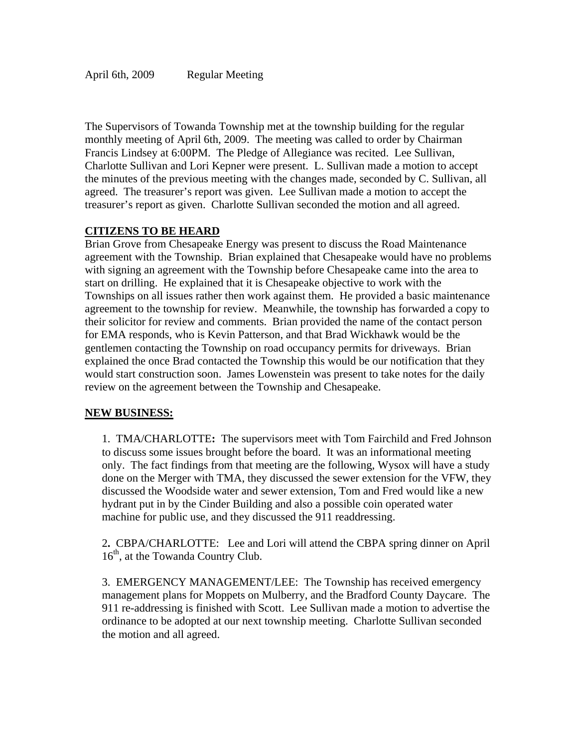April 6th, 2009 Regular Meeting

The Supervisors of Towanda Township met at the township building for the regular monthly meeting of April 6th, 2009. The meeting was called to order by Chairman Francis Lindsey at 6:00PM. The Pledge of Allegiance was recited. Lee Sullivan, Charlotte Sullivan and Lori Kepner were present. L. Sullivan made a motion to accept the minutes of the previous meeting with the changes made, seconded by C. Sullivan, all agreed. The treasurer's report was given. Lee Sullivan made a motion to accept the treasurer's report as given. Charlotte Sullivan seconded the motion and all agreed.

**CITIZENS TO BE HEARD**

Brian Grove from Chesapeake Energy was present to discuss the Road Maintenance agreement with the Township. Brian explained that Chesapeake would have no problems with signing an agreement with the Township before Chesapeake came into the area to start on drilling. He explained that it is Chesapeake objective to work with the Townships on all issues rather then work against them. He provided a basic maintenance agreement to the township for review. Meanwhile, the township has forwarded a copy to their solicitor for review and comments. Brian provided the name of the contact person for EMA responds, who is Kevin Patterson, and that Brad Wickhawk would be the gentlemen contacting the Township on road occupancy permits for driveways. Brian explained the once Brad contacted the Township this would be our notification that they would start construction soon. James Lowenstein was present to take notes for the daily review on the agreement between the Township and Chesapeake.

**NEW BUSINESS:**

1. TMA/CHARLOTTE**:** The supervisors meet with Tom Fairchild and Fred Johnson to discuss some issues brought before the board. It was an informational meeting only. The fact findings from that meeting are the following, Wysox will have a study done on the Merger with TMA, they discussed the sewer extension for the VFW, they discussed the Woodside water and sewer extension, Tom and Fred would like a new hydrant put in by the Cinder Building and also a possible coin operated water machine for public use, and they discussed the 911 readdressing.

2**.** CBPA/CHARLOTTE: Lee and Lori will attend the CBPA spring dinner on April 16th, at the Towanda Country Club.

3. EMERGENCY MANAGEMENT/LEE: The Township has received emergency management plans for Moppets on Mulberry, and the Bradford County Daycare. The 911 re-addressing is finished with Scott. Lee Sullivan made a motion to advertise the ordinance to be adopted at our next township meeting. Charlotte Sullivan seconded the motion and all agreed.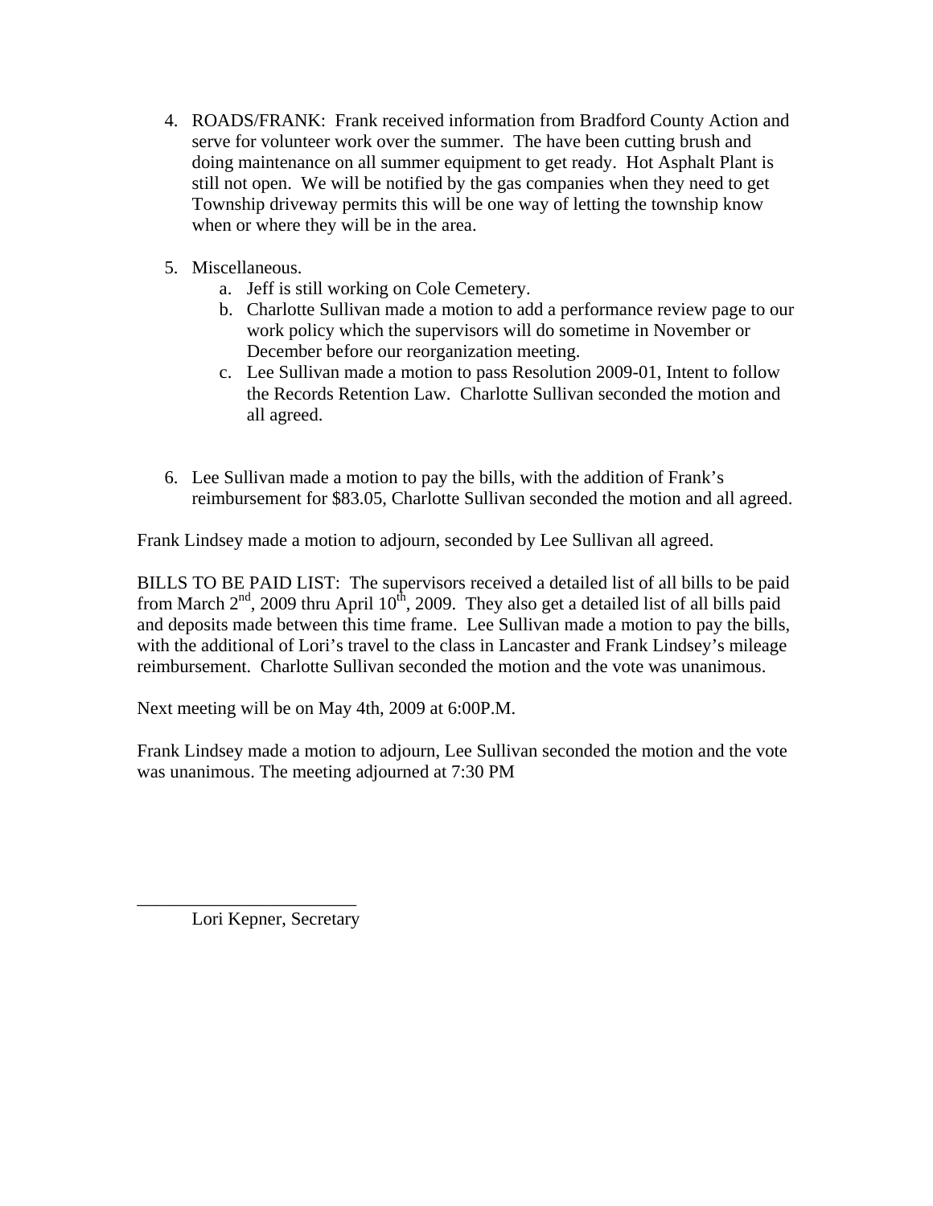4. ROADS/FRANK: Frank received information from Bradford County Action and serve for volunteer work over the summer. The have been cutting brush and doing maintenance on all summer equipment to get ready. Hot Asphalt Plant is still not open. We will be notified by the gas companies when they need to get Township driveway permits this will be one way of letting the township know when or where they will be in the area.

5. Miscellaneous.
   a. Jeff is still working on Cole Cemetery.
   b. Charlotte Sullivan made a motion to add a performance review page to our work policy which the supervisors will do sometime in November or December before our reorganization meeting.
   c. Lee Sullivan made a motion to pass Resolution 2009-01, Intent to follow the Records Retention Law. Charlotte Sullivan seconded the motion and all agreed.

6. Lee Sullivan made a motion to pay the bills, with the addition of Frank's reimbursement for $83.05, Charlotte Sullivan seconded the motion and all agreed.

Frank Lindsey made a motion to adjourn, seconded by Lee Sullivan all agreed.

BILLS TO BE PAID LIST: The supervisors received a detailed list of all bills to be paid from March 2nd, 2009 thru April 10th, 2009. They also get a detailed list of all bills paid and deposits made between this time frame. Lee Sullivan made a motion to pay the bills, with the additional of Lori's travel to the class in Lancaster and Frank Lindsey's mileage reimbursement. Charlotte Sullivan seconded the motion and the vote was unanimous.

Next meeting will be on May 4th, 2009 at 6:00P.M.

Frank Lindsey made a motion to adjourn, Lee Sullivan seconded the motion and the vote was unanimous. The meeting adjourned at 7:30 PM

\_\_\_\_\_\_\_\_\_\_\_\_\_\_\_\_\_\_\_\_\_\_\_\_

Lori Kepner, Secretary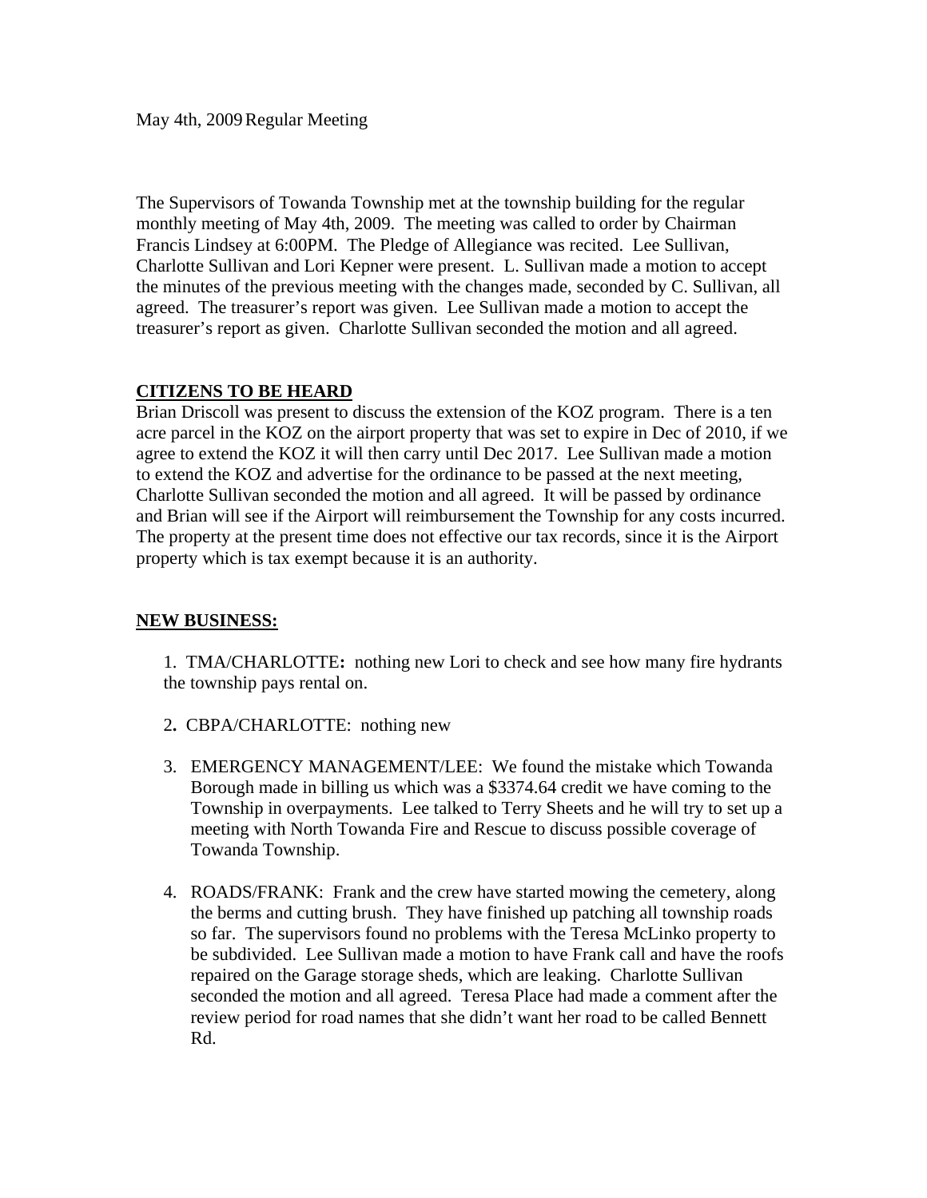May 4th, 2009 Regular Meeting

The Supervisors of Towanda Township met at the township building for the regular monthly meeting of May 4th, 2009. The meeting was called to order by Chairman Francis Lindsey at 6:00PM. The Pledge of Allegiance was recited. Lee Sullivan, Charlotte Sullivan and Lori Kepner were present. L. Sullivan made a motion to accept the minutes of the previous meeting with the changes made, seconded by C. Sullivan, all agreed. The treasurer's report was given. Lee Sullivan made a motion to accept the treasurer's report as given. Charlotte Sullivan seconded the motion and all agreed.

**CITIZENS TO BE HEARD**

Brian Driscoll was present to discuss the extension of the KOZ program. There is a ten acre parcel in the KOZ on the airport property that was set to expire in Dec of 2010, if we agree to extend the KOZ it will then carry until Dec 2017. Lee Sullivan made a motion to extend the KOZ and advertise for the ordinance to be passed at the next meeting, Charlotte Sullivan seconded the motion and all agreed. It will be passed by ordinance and Brian will see if the Airport will reimbursement the Township for any costs incurred. The property at the present time does not effective our tax records, since it is the Airport property which is tax exempt because it is an authority.

**NEW BUSINESS:**

1. TMA/CHARLOTTE**:** nothing new Lori to check and see how many fire hydrants the township pays rental on.

2**.** CBPA/CHARLOTTE: nothing new

3. EMERGENCY MANAGEMENT/LEE: We found the mistake which Towanda Borough made in billing us which was a $3374.64 credit we have coming to the Township in overpayments. Lee talked to Terry Sheets and he will try to set up a meeting with North Towanda Fire and Rescue to discuss possible coverage of Towanda Township.

4. ROADS/FRANK: Frank and the crew have started mowing the cemetery, along the berms and cutting brush. They have finished up patching all township roads so far. The supervisors found no problems with the Teresa McLinko property to be subdivided. Lee Sullivan made a motion to have Frank call and have the roofs repaired on the Garage storage sheds, which are leaking. Charlotte Sullivan seconded the motion and all agreed. Teresa Place had made a comment after the review period for road names that she didn't want her road to be called Bennett Rd.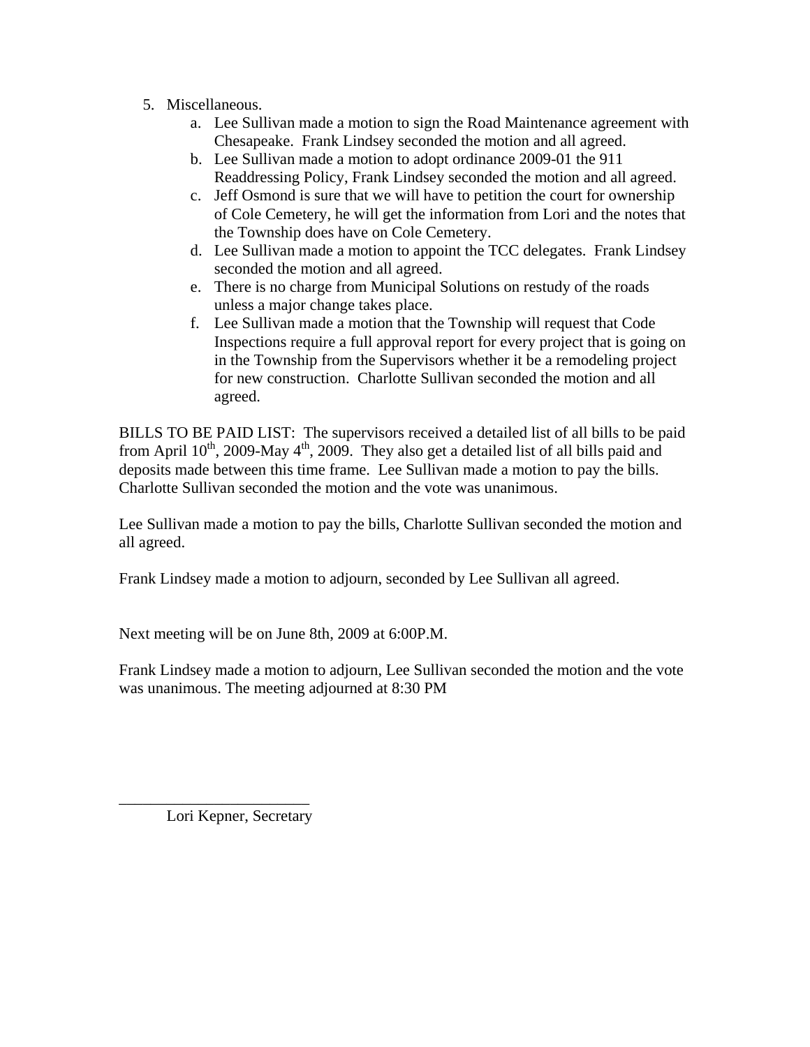5. Miscellaneous.
   a. Lee Sullivan made a motion to sign the Road Maintenance agreement with Chesapeake. Frank Lindsey seconded the motion and all agreed.
   b. Lee Sullivan made a motion to adopt ordinance 2009-01 the 911 Readdressing Policy, Frank Lindsey seconded the motion and all agreed.
   c. Jeff Osmond is sure that we will have to petition the court for ownership of Cole Cemetery, he will get the information from Lori and the notes that the Township does have on Cole Cemetery.
   d. Lee Sullivan made a motion to appoint the TCC delegates. Frank Lindsey seconded the motion and all agreed.
   e. There is no charge from Municipal Solutions on restudy of the roads unless a major change takes place.
   f. Lee Sullivan made a motion that the Township will request that Code Inspections require a full approval report for every project that is going on in the Township from the Supervisors whether it be a remodeling project for new construction. Charlotte Sullivan seconded the motion and all agreed.

BILLS TO BE PAID LIST: The supervisors received a detailed list of all bills to be paid from April 10th, 2009-May 4th, 2009. They also get a detailed list of all bills paid and deposits made between this time frame. Lee Sullivan made a motion to pay the bills. Charlotte Sullivan seconded the motion and the vote was unanimous.

Lee Sullivan made a motion to pay the bills, Charlotte Sullivan seconded the motion and all agreed.

Frank Lindsey made a motion to adjourn, seconded by Lee Sullivan all agreed.

Next meeting will be on June 8th, 2009 at 6:00P.M.

Frank Lindsey made a motion to adjourn, Lee Sullivan seconded the motion and the vote was unanimous. The meeting adjourned at 8:30 PM

\_\_\_\_\_\_\_\_\_\_\_\_\_\_\_\_\_\_\_\_\_\_\_\_\_

Lori Kepner, Secretary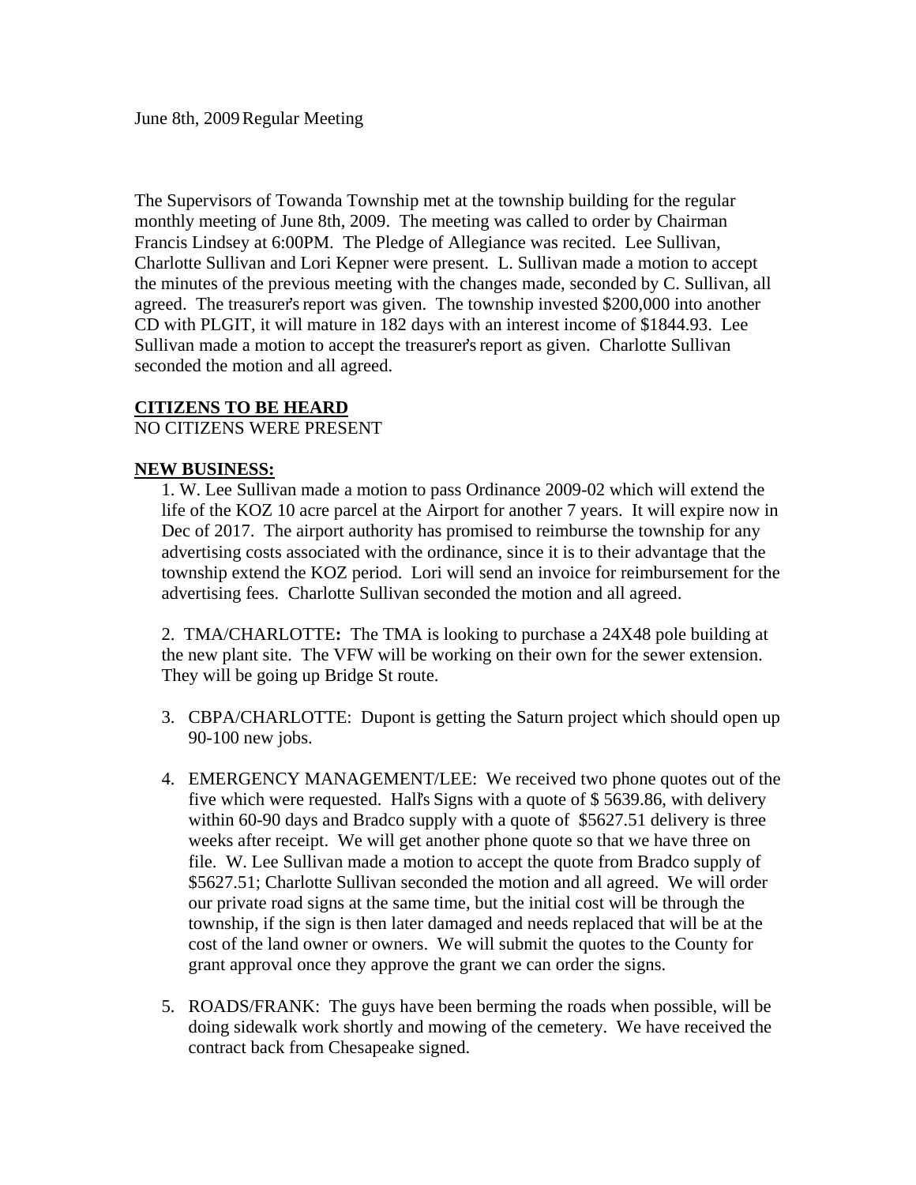June 8th, 2009 Regular Meeting

The Supervisors of Towanda Township met at the township building for the regular monthly meeting of June 8th, 2009. The meeting was called to order by Chairman Francis Lindsey at 6:00PM. The Pledge of Allegiance was recited. Lee Sullivan, Charlotte Sullivan and Lori Kepner were present. L. Sullivan made a motion to accept the minutes of the previous meeting with the changes made, seconded by C. Sullivan, all agreed. The treasurer's report was given. The township invested $200,000 into another CD with PLGIT, it will mature in 182 days with an interest income of $1844.93. Lee Sullivan made a motion to accept the treasurer's report as given. Charlotte Sullivan seconded the motion and all agreed.

**CITIZENS TO BE HEARD**

NO CITIZENS WERE PRESENT

**NEW BUSINESS:**

1. W. Lee Sullivan made a motion to pass Ordinance 2009-02 which will extend the life of the KOZ 10 acre parcel at the Airport for another 7 years. It will expire now in Dec of 2017. The airport authority has promised to reimburse the township for any advertising costs associated with the ordinance, since it is to their advantage that the township extend the KOZ period. Lori will send an invoice for reimbursement for the advertising fees. Charlotte Sullivan seconded the motion and all agreed.

2. TMA/CHARLOTTE**:** The TMA is looking to purchase a 24X48 pole building at the new plant site. The VFW will be working on their own for the sewer extension. They will be going up Bridge St route.

3. CBPA/CHARLOTTE: Dupont is getting the Saturn project which should open up 90-100 new jobs.

4. EMERGENCY MANAGEMENT/LEE: We received two phone quotes out of the five which were requested. Hall's Signs with a quote of $ 5639.86, with delivery within 60-90 days and Bradco supply with a quote of $5627.51 delivery is three weeks after receipt. We will get another phone quote so that we have three on file. W. Lee Sullivan made a motion to accept the quote from Bradco supply of $5627.51; Charlotte Sullivan seconded the motion and all agreed. We will order our private road signs at the same time, but the initial cost will be through the township, if the sign is then later damaged and needs replaced that will be at the cost of the land owner or owners. We will submit the quotes to the County for grant approval once they approve the grant we can order the signs.

5. ROADS/FRANK: The guys have been berming the roads when possible, will be doing sidewalk work shortly and mowing of the cemetery. We have received the contract back from Chesapeake signed.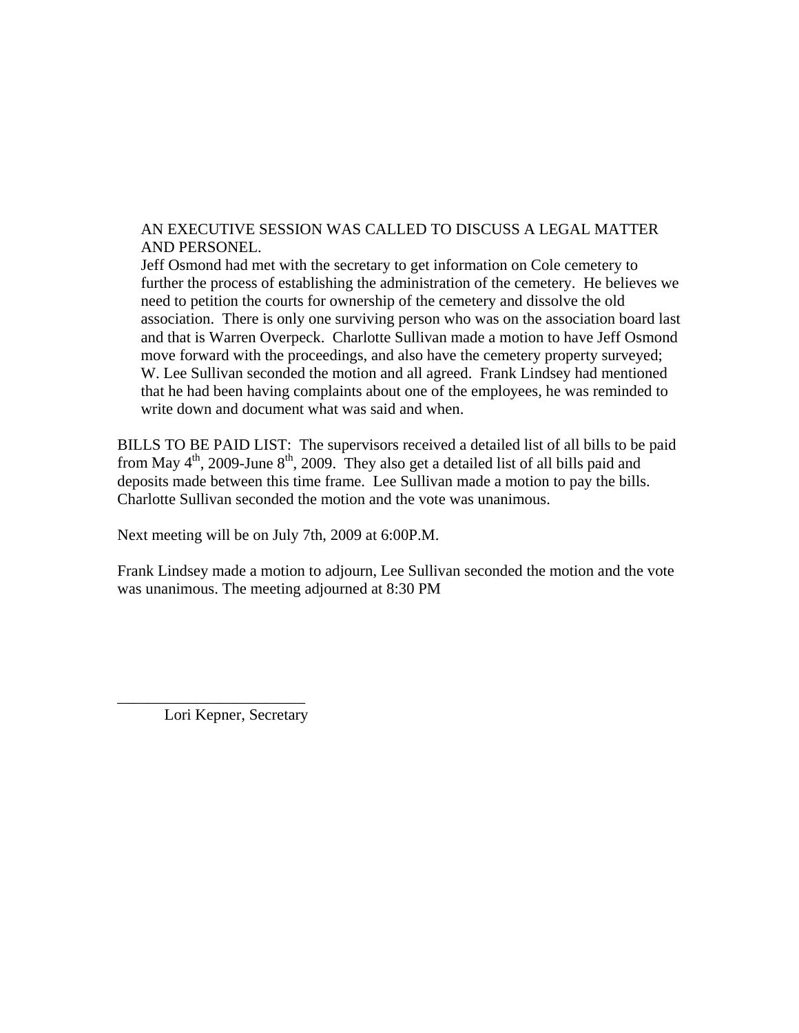AN EXECUTIVE SESSION WAS CALLED TO DISCUSS A LEGAL MATTER AND PERSONEL.
Jeff Osmond had met with the secretary to get information on Cole cemetery to further the process of establishing the administration of the cemetery. He believes we need to petition the courts for ownership of the cemetery and dissolve the old association. There is only one surviving person who was on the association board last and that is Warren Overpeck. Charlotte Sullivan made a motion to have Jeff Osmond move forward with the proceedings, and also have the cemetery property surveyed; W. Lee Sullivan seconded the motion and all agreed. Frank Lindsey had mentioned that he had been having complaints about one of the employees, he was reminded to write down and document what was said and when.

BILLS TO BE PAID LIST: The supervisors received a detailed list of all bills to be paid from May 4th, 2009-June 8th, 2009. They also get a detailed list of all bills paid and deposits made between this time frame. Lee Sullivan made a motion to pay the bills. Charlotte Sullivan seconded the motion and the vote was unanimous.

Next meeting will be on July 7th, 2009 at 6:00P.M.

Frank Lindsey made a motion to adjourn, Lee Sullivan seconded the motion and the vote was unanimous. The meeting adjourned at 8:30 PM

_________________________
Lori Kepner, Secretary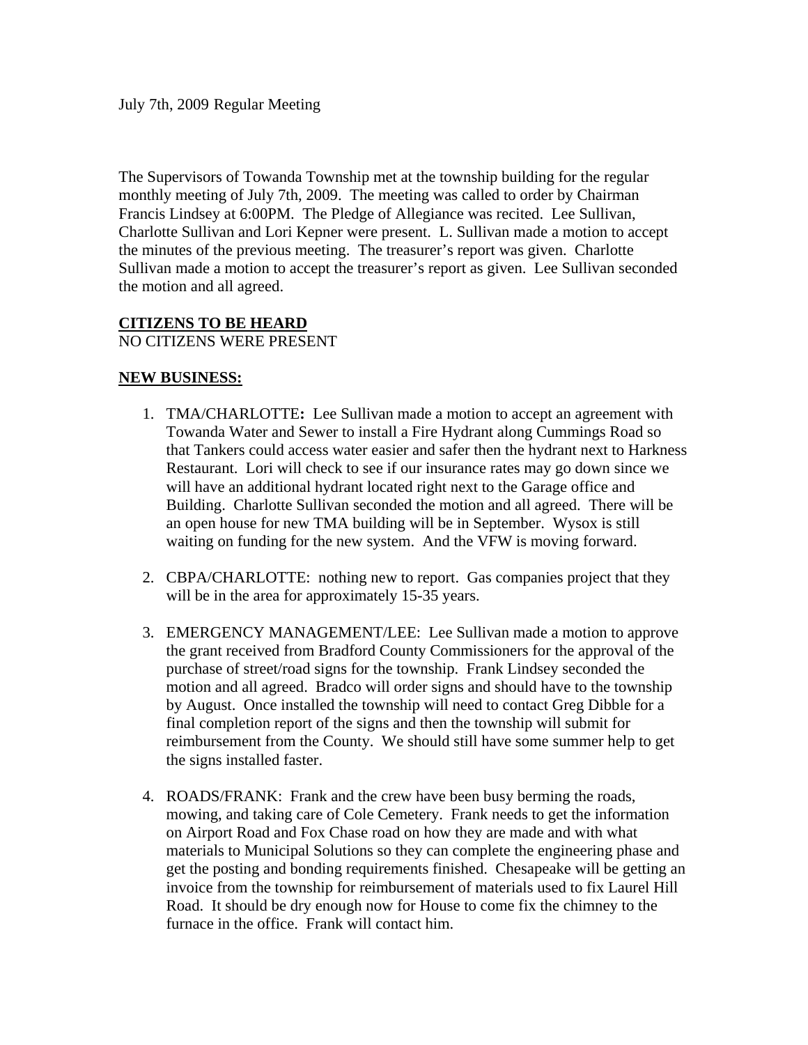July 7th, 2009 Regular Meeting

The Supervisors of Towanda Township met at the township building for the regular monthly meeting of July 7th, 2009. The meeting was called to order by Chairman Francis Lindsey at 6:00PM. The Pledge of Allegiance was recited. Lee Sullivan, Charlotte Sullivan and Lori Kepner were present. L. Sullivan made a motion to accept the minutes of the previous meeting. The treasurer's report was given. Charlotte Sullivan made a motion to accept the treasurer's report as given. Lee Sullivan seconded the motion and all agreed.

**CITIZENS TO BE HEARD**
NO CITIZENS WERE PRESENT

**NEW BUSINESS:**

1. TMA/CHARLOTTE**:** Lee Sullivan made a motion to accept an agreement with Towanda Water and Sewer to install a Fire Hydrant along Cummings Road so that Tankers could access water easier and safer then the hydrant next to Harkness Restaurant. Lori will check to see if our insurance rates may go down since we will have an additional hydrant located right next to the Garage office and Building. Charlotte Sullivan seconded the motion and all agreed. There will be an open house for new TMA building will be in September. Wysox is still waiting on funding for the new system. And the VFW is moving forward.

2. CBPA/CHARLOTTE: nothing new to report. Gas companies project that they will be in the area for approximately 15-35 years.

3. EMERGENCY MANAGEMENT/LEE: Lee Sullivan made a motion to approve the grant received from Bradford County Commissioners for the approval of the purchase of street/road signs for the township. Frank Lindsey seconded the motion and all agreed. Bradco will order signs and should have to the township by August. Once installed the township will need to contact Greg Dibble for a final completion report of the signs and then the township will submit for reimbursement from the County. We should still have some summer help to get the signs installed faster.

4. ROADS/FRANK: Frank and the crew have been busy berming the roads, mowing, and taking care of Cole Cemetery. Frank needs to get the information on Airport Road and Fox Chase road on how they are made and with what materials to Municipal Solutions so they can complete the engineering phase and get the posting and bonding requirements finished. Chesapeake will be getting an invoice from the township for reimbursement of materials used to fix Laurel Hill Road. It should be dry enough now for House to come fix the chimney to the furnace in the office. Frank will contact him.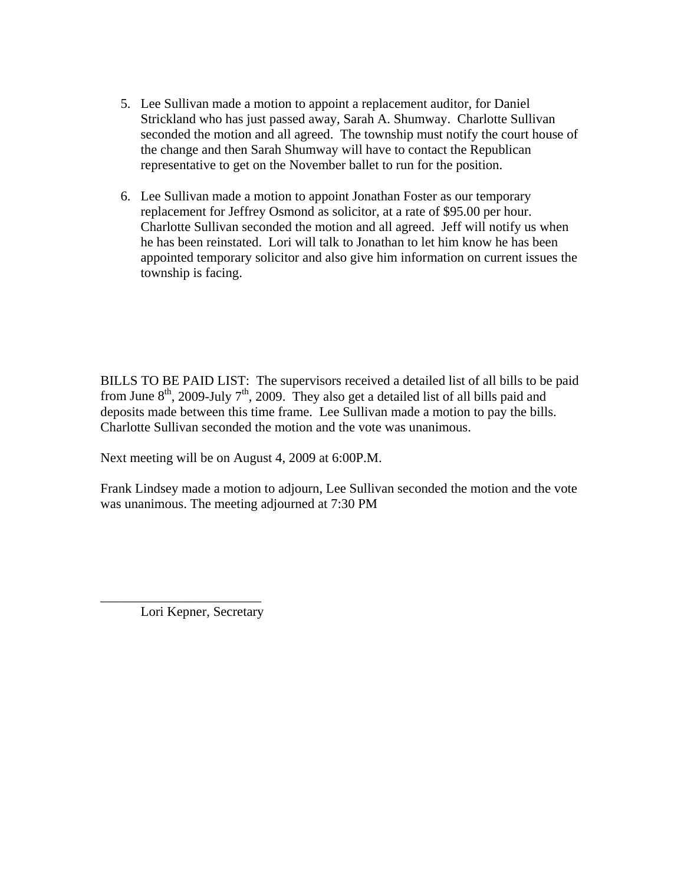5. Lee Sullivan made a motion to appoint a replacement auditor, for Daniel Strickland who has just passed away, Sarah A. Shumway. Charlotte Sullivan seconded the motion and all agreed. The township must notify the court house of the change and then Sarah Shumway will have to contact the Republican representative to get on the November ballet to run for the position.

6. Lee Sullivan made a motion to appoint Jonathan Foster as our temporary replacement for Jeffrey Osmond as solicitor, at a rate of $95.00 per hour. Charlotte Sullivan seconded the motion and all agreed. Jeff will notify us when he has been reinstated. Lori will talk to Jonathan to let him know he has been appointed temporary solicitor and also give him information on current issues the township is facing.

BILLS TO BE PAID LIST: The supervisors received a detailed list of all bills to be paid from June 8th, 2009-July 7th, 2009. They also get a detailed list of all bills paid and deposits made between this time frame. Lee Sullivan made a motion to pay the bills. Charlotte Sullivan seconded the motion and the vote was unanimous.

Next meeting will be on August 4, 2009 at 6:00P.M.

Frank Lindsey made a motion to adjourn, Lee Sullivan seconded the motion and the vote was unanimous. The meeting adjourned at 7:30 PM

________________________

Lori Kepner, Secretary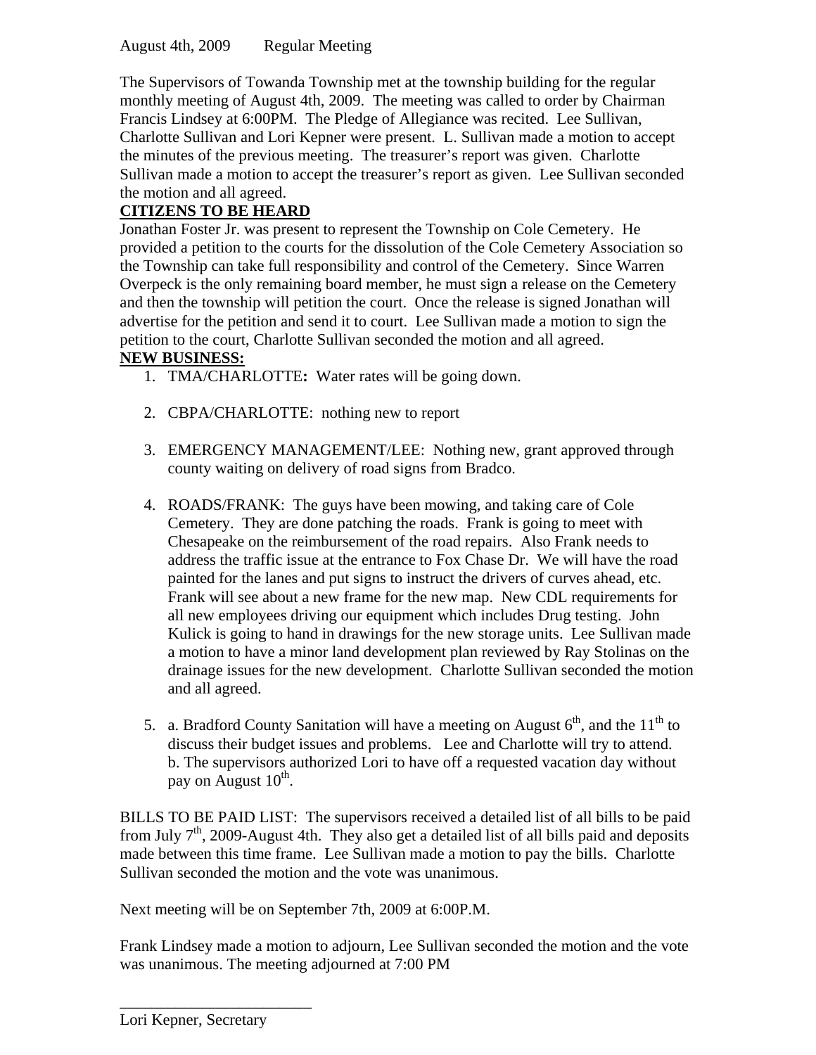August 4th, 2009 Regular Meeting

The Supervisors of Towanda Township met at the township building for the regular monthly meeting of August 4th, 2009. The meeting was called to order by Chairman Francis Lindsey at 6:00PM. The Pledge of Allegiance was recited. Lee Sullivan, Charlotte Sullivan and Lori Kepner were present. L. Sullivan made a motion to accept the minutes of the previous meeting. The treasurer's report was given. Charlotte Sullivan made a motion to accept the treasurer's report as given. Lee Sullivan seconded the motion and all agreed.

**CITIZENS TO BE HEARD**

Jonathan Foster Jr. was present to represent the Township on Cole Cemetery. He provided a petition to the courts for the dissolution of the Cole Cemetery Association so the Township can take full responsibility and control of the Cemetery. Since Warren Overpeck is the only remaining board member, he must sign a release on the Cemetery and then the township will petition the court. Once the release is signed Jonathan will advertise for the petition and send it to court. Lee Sullivan made a motion to sign the petition to the court, Charlotte Sullivan seconded the motion and all agreed.

**NEW BUSINESS:**

1. TMA/CHARLOTTE**:** Water rates will be going down.

2. CBPA/CHARLOTTE: nothing new to report

3. EMERGENCY MANAGEMENT/LEE: Nothing new, grant approved through county waiting on delivery of road signs from Bradco.

4. ROADS/FRANK: The guys have been mowing, and taking care of Cole Cemetery. They are done patching the roads. Frank is going to meet with Chesapeake on the reimbursement of the road repairs. Also Frank needs to address the traffic issue at the entrance to Fox Chase Dr. We will have the road painted for the lanes and put signs to instruct the drivers of curves ahead, etc. Frank will see about a new frame for the new map. New CDL requirements for all new employees driving our equipment which includes Drug testing. John Kulick is going to hand in drawings for the new storage units. Lee Sullivan made a motion to have a minor land development plan reviewed by Ray Stolinas on the drainage issues for the new development. Charlotte Sullivan seconded the motion and all agreed.

5. a. Bradford County Sanitation will have a meeting on August 6th, and the 11th to discuss their budget issues and problems. Lee and Charlotte will try to attend.
   b. The supervisors authorized Lori to have off a requested vacation day without pay on August 10th.

BILLS TO BE PAID LIST: The supervisors received a detailed list of all bills to be paid from July 7th, 2009-August 4th. They also get a detailed list of all bills paid and deposits made between this time frame. Lee Sullivan made a motion to pay the bills. Charlotte Sullivan seconded the motion and the vote was unanimous.

Next meeting will be on September 7th, 2009 at 6:00P.M.

Frank Lindsey made a motion to adjourn, Lee Sullivan seconded the motion and the vote was unanimous. The meeting adjourned at 7:00 PM

\_\_\_\_\_\_\_\_\_\_\_\_\_\_\_\_\_\_\_\_\_\_\_\_\_\_

Lori Kepner, Secretary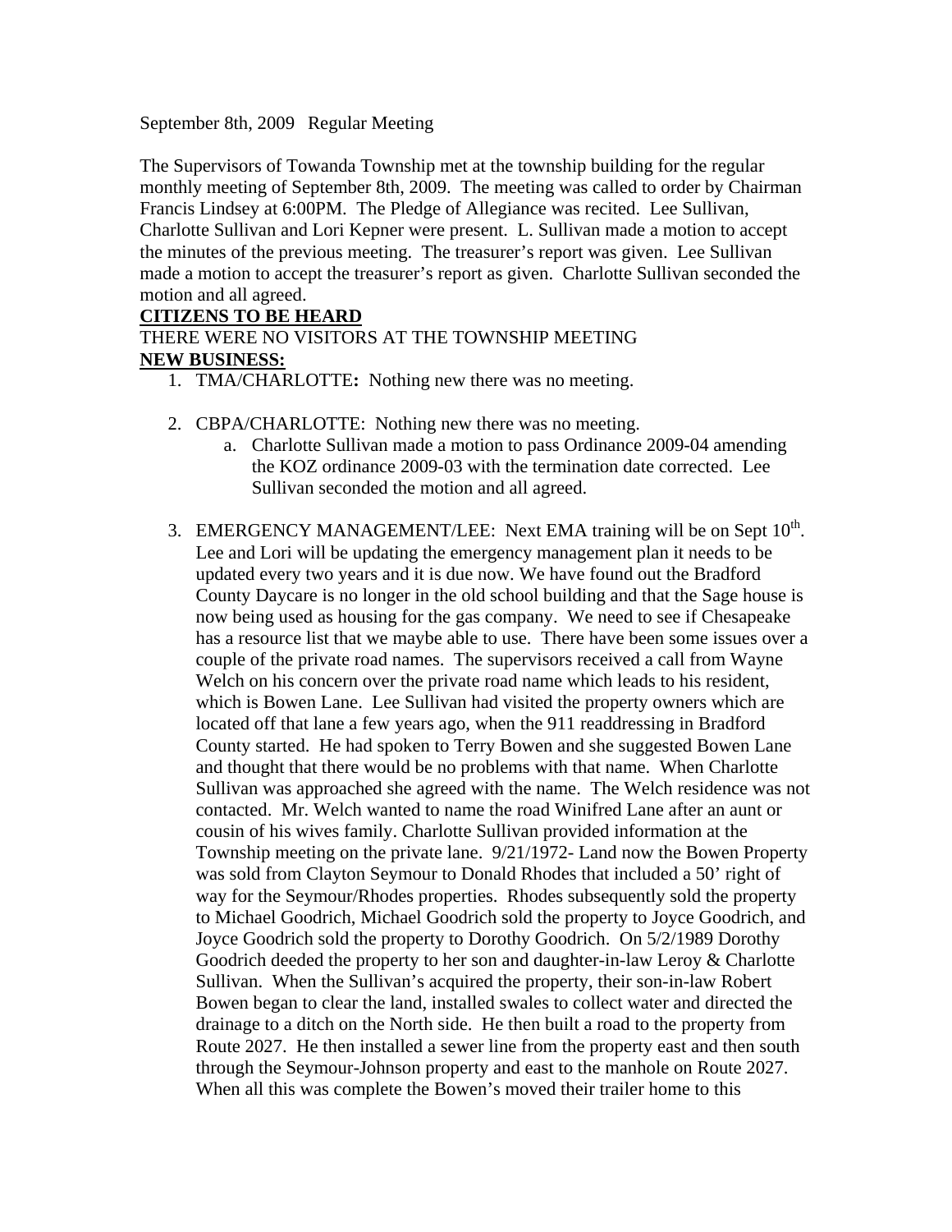September 8th, 2009 Regular Meeting

The Supervisors of Towanda Township met at the township building for the regular monthly meeting of September 8th, 2009. The meeting was called to order by Chairman Francis Lindsey at 6:00PM. The Pledge of Allegiance was recited. Lee Sullivan, Charlotte Sullivan and Lori Kepner were present. L. Sullivan made a motion to accept the minutes of the previous meeting. The treasurer's report was given. Lee Sullivan made a motion to accept the treasurer's report as given. Charlotte Sullivan seconded the motion and all agreed.

**CITIZENS TO BE HEARD**

THERE WERE NO VISITORS AT THE TOWNSHIP MEETING

**NEW BUSINESS:**

1. TMA/CHARLOTTE**:** Nothing new there was no meeting.

2. CBPA/CHARLOTTE: Nothing new there was no meeting.
   a. Charlotte Sullivan made a motion to pass Ordinance 2009-04 amending the KOZ ordinance 2009-03 with the termination date corrected. Lee Sullivan seconded the motion and all agreed.

3. EMERGENCY MANAGEMENT/LEE: Next EMA training will be on Sept 10th. Lee and Lori will be updating the emergency management plan it needs to be updated every two years and it is due now. We have found out the Bradford County Daycare is no longer in the old school building and that the Sage house is now being used as housing for the gas company. We need to see if Chesapeake has a resource list that we maybe able to use. There have been some issues over a couple of the private road names. The supervisors received a call from Wayne Welch on his concern over the private road name which leads to his resident, which is Bowen Lane. Lee Sullivan had visited the property owners which are located off that lane a few years ago, when the 911 readdressing in Bradford County started. He had spoken to Terry Bowen and she suggested Bowen Lane and thought that there would be no problems with that name. When Charlotte Sullivan was approached she agreed with the name. The Welch residence was not contacted. Mr. Welch wanted to name the road Winifred Lane after an aunt or cousin of his wives family. Charlotte Sullivan provided information at the Township meeting on the private lane. 9/21/1972- Land now the Bowen Property was sold from Clayton Seymour to Donald Rhodes that included a 50' right of way for the Seymour/Rhodes properties. Rhodes subsequently sold the property to Michael Goodrich, Michael Goodrich sold the property to Joyce Goodrich, and Joyce Goodrich sold the property to Dorothy Goodrich. On 5/2/1989 Dorothy Goodrich deeded the property to her son and daughter-in-law Leroy & Charlotte Sullivan. When the Sullivan's acquired the property, their son-in-law Robert Bowen began to clear the land, installed swales to collect water and directed the drainage to a ditch on the North side. He then built a road to the property from Route 2027. He then installed a sewer line from the property east and then south through the Seymour-Johnson property and east to the manhole on Route 2027. When all this was complete the Bowen's moved their trailer home to this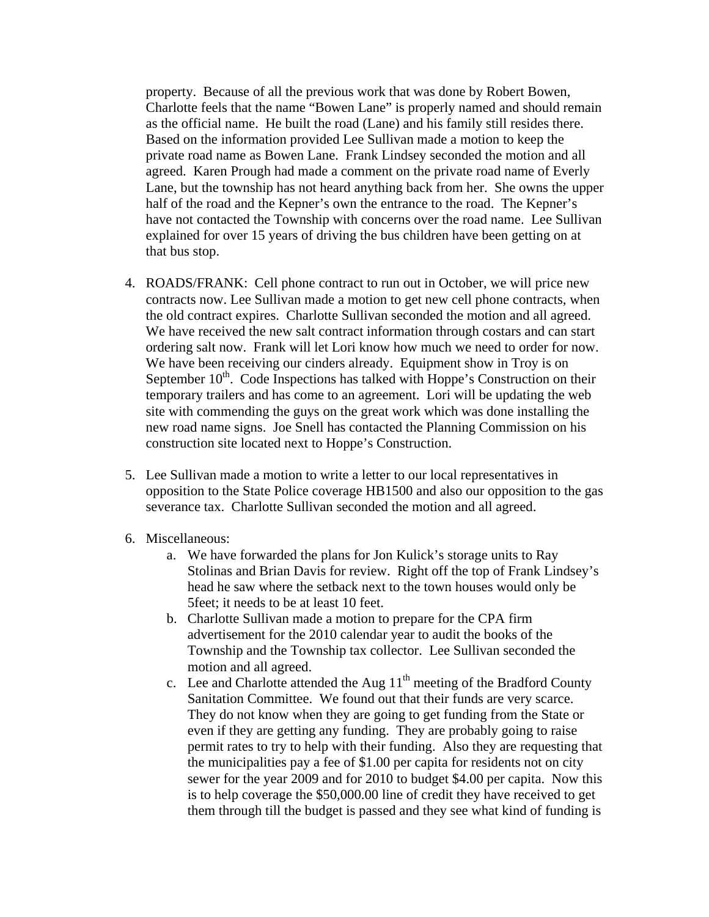property. Because of all the previous work that was done by Robert Bowen, Charlotte feels that the name "Bowen Lane" is properly named and should remain as the official name. He built the road (Lane) and his family still resides there. Based on the information provided Lee Sullivan made a motion to keep the private road name as Bowen Lane. Frank Lindsey seconded the motion and all agreed. Karen Prough had made a comment on the private road name of Everly Lane, but the township has not heard anything back from her. She owns the upper half of the road and the Kepner's own the entrance to the road. The Kepner's have not contacted the Township with concerns over the road name. Lee Sullivan explained for over 15 years of driving the bus children have been getting on at that bus stop.

4. ROADS/FRANK: Cell phone contract to run out in October, we will price new contracts now. Lee Sullivan made a motion to get new cell phone contracts, when the old contract expires. Charlotte Sullivan seconded the motion and all agreed. We have received the new salt contract information through costars and can start ordering salt now. Frank will let Lori know how much we need to order for now. We have been receiving our cinders already. Equipment show in Troy is on September 10th. Code Inspections has talked with Hoppe's Construction on their temporary trailers and has come to an agreement. Lori will be updating the web site with commending the guys on the great work which was done installing the new road name signs. Joe Snell has contacted the Planning Commission on his construction site located next to Hoppe's Construction.

5. Lee Sullivan made a motion to write a letter to our local representatives in opposition to the State Police coverage HB1500 and also our opposition to the gas severance tax. Charlotte Sullivan seconded the motion and all agreed.

6. Miscellaneous:
   a. We have forwarded the plans for Jon Kulick's storage units to Ray Stolinas and Brian Davis for review. Right off the top of Frank Lindsey's head he saw where the setback next to the town houses would only be 5feet; it needs to be at least 10 feet.
   b. Charlotte Sullivan made a motion to prepare for the CPA firm advertisement for the 2010 calendar year to audit the books of the Township and the Township tax collector. Lee Sullivan seconded the motion and all agreed.
   c. Lee and Charlotte attended the Aug 11th meeting of the Bradford County Sanitation Committee. We found out that their funds are very scarce. They do not know when they are going to get funding from the State or even if they are getting any funding. They are probably going to raise permit rates to try to help with their funding. Also they are requesting that the municipalities pay a fee of $1.00 per capita for residents not on city sewer for the year 2009 and for 2010 to budget $4.00 per capita. Now this is to help coverage the $50,000.00 line of credit they have received to get them through till the budget is passed and they see what kind of funding is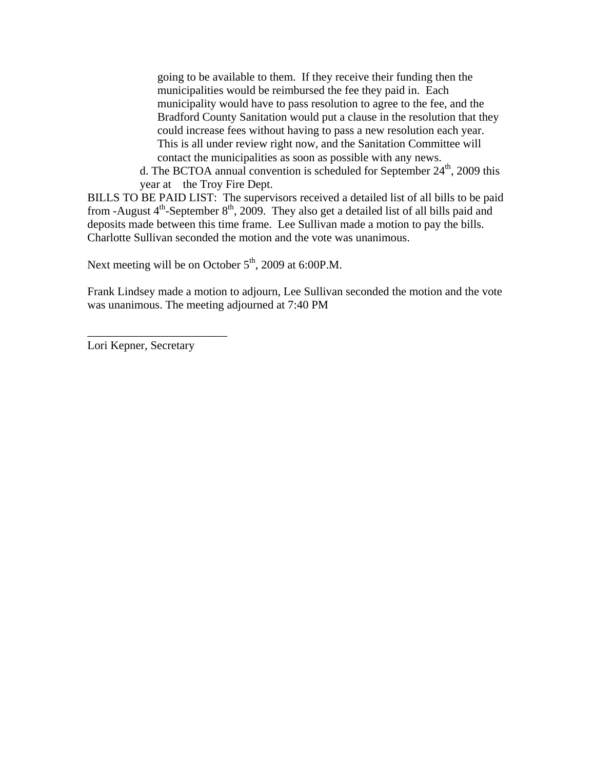going to be available to them. If they receive their funding then the municipalities would be reimbursed the fee they paid in. Each municipality would have to pass resolution to agree to the fee, and the Bradford County Sanitation would put a clause in the resolution that they could increase fees without having to pass a new resolution each year. This is all under review right now, and the Sanitation Committee will contact the municipalities as soon as possible with any news.

d. The BCTOA annual convention is scheduled for September 24th, 2009 this year at the Troy Fire Dept.

BILLS TO BE PAID LIST: The supervisors received a detailed list of all bills to be paid from -August 4th-September 8th, 2009. They also get a detailed list of all bills paid and deposits made between this time frame. Lee Sullivan made a motion to pay the bills. Charlotte Sullivan seconded the motion and the vote was unanimous.

Next meeting will be on October 5th, 2009 at 6:00P.M.

Frank Lindsey made a motion to adjourn, Lee Sullivan seconded the motion and the vote was unanimous. The meeting adjourned at 7:40 PM

\_\_\_\_\_\_\_\_\_\_\_\_\_\_\_\_\_\_\_\_\_\_\_\_

Lori Kepner, Secretary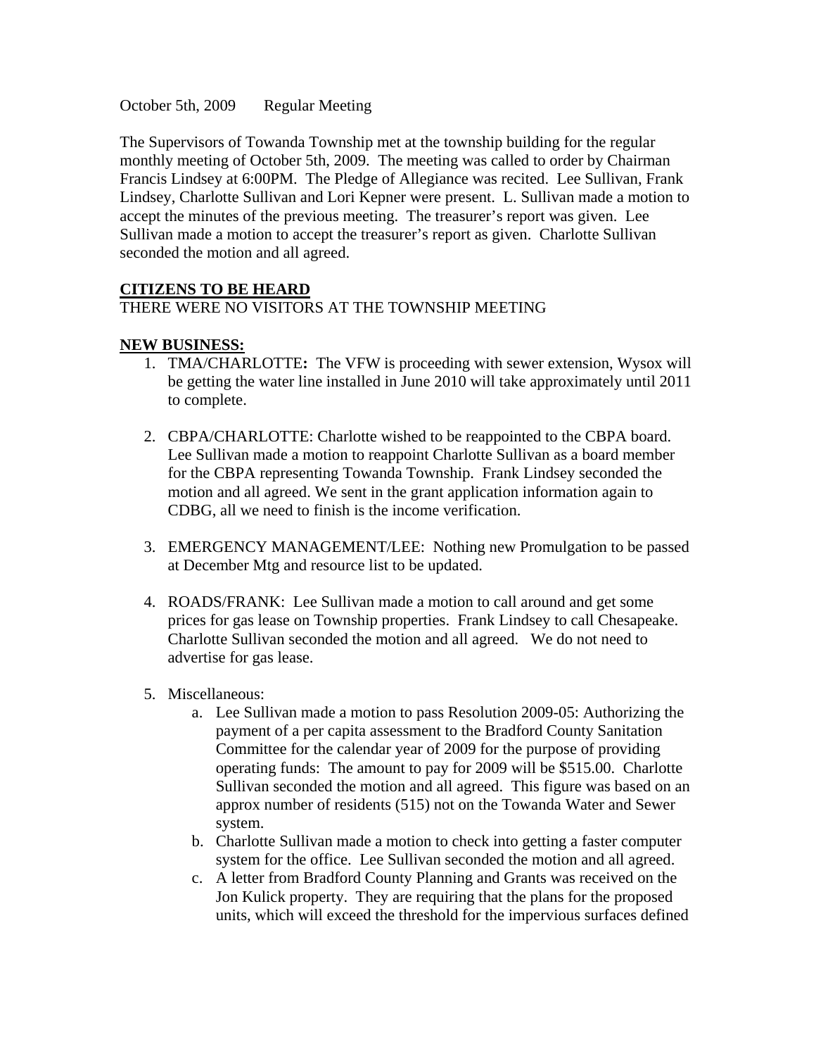October 5th, 2009 Regular Meeting

The Supervisors of Towanda Township met at the township building for the regular monthly meeting of October 5th, 2009. The meeting was called to order by Chairman Francis Lindsey at 6:00PM. The Pledge of Allegiance was recited. Lee Sullivan, Frank Lindsey, Charlotte Sullivan and Lori Kepner were present. L. Sullivan made a motion to accept the minutes of the previous meeting. The treasurer's report was given. Lee Sullivan made a motion to accept the treasurer's report as given. Charlotte Sullivan seconded the motion and all agreed.

**CITIZENS TO BE HEARD**

THERE WERE NO VISITORS AT THE TOWNSHIP MEETING

**NEW BUSINESS:**

1. TMA/CHARLOTTE**:** The VFW is proceeding with sewer extension, Wysox will be getting the water line installed in June 2010 will take approximately until 2011 to complete.

2. CBPA/CHARLOTTE: Charlotte wished to be reappointed to the CBPA board. Lee Sullivan made a motion to reappoint Charlotte Sullivan as a board member for the CBPA representing Towanda Township. Frank Lindsey seconded the motion and all agreed. We sent in the grant application information again to CDBG, all we need to finish is the income verification.

3. EMERGENCY MANAGEMENT/LEE: Nothing new Promulgation to be passed at December Mtg and resource list to be updated.

4. ROADS/FRANK: Lee Sullivan made a motion to call around and get some prices for gas lease on Township properties. Frank Lindsey to call Chesapeake. Charlotte Sullivan seconded the motion and all agreed. We do not need to advertise for gas lease.

5. Miscellaneous:
   a. Lee Sullivan made a motion to pass Resolution 2009-05: Authorizing the payment of a per capita assessment to the Bradford County Sanitation Committee for the calendar year of 2009 for the purpose of providing operating funds: The amount to pay for 2009 will be $515.00. Charlotte Sullivan seconded the motion and all agreed. This figure was based on an approx number of residents (515) not on the Towanda Water and Sewer system.
   b. Charlotte Sullivan made a motion to check into getting a faster computer system for the office. Lee Sullivan seconded the motion and all agreed.
   c. A letter from Bradford County Planning and Grants was received on the Jon Kulick property. They are requiring that the plans for the proposed units, which will exceed the threshold for the impervious surfaces defined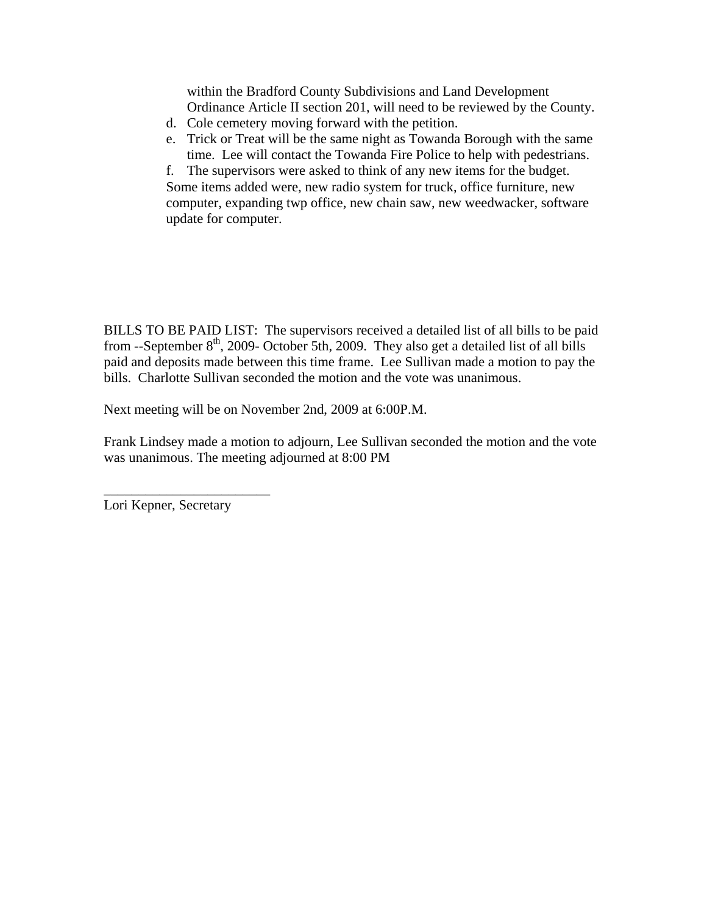within the Bradford County Subdivisions and Land Development Ordinance Article II section 201, will need to be reviewed by the County.

d. Cole cemetery moving forward with the petition.
e. Trick or Treat will be the same night as Towanda Borough with the same time. Lee will contact the Towanda Fire Police to help with pedestrians.
f. The supervisors were asked to think of any new items for the budget. Some items added were, new radio system for truck, office furniture, new computer, expanding twp office, new chain saw, new weedwacker, software update for computer.

BILLS TO BE PAID LIST: The supervisors received a detailed list of all bills to be paid from --September 8th, 2009- October 5th, 2009. They also get a detailed list of all bills paid and deposits made between this time frame. Lee Sullivan made a motion to pay the bills. Charlotte Sullivan seconded the motion and the vote was unanimous.

Next meeting will be on November 2nd, 2009 at 6:00P.M.

Frank Lindsey made a motion to adjourn, Lee Sullivan seconded the motion and the vote was unanimous. The meeting adjourned at 8:00 PM

________________________

Lori Kepner, Secretary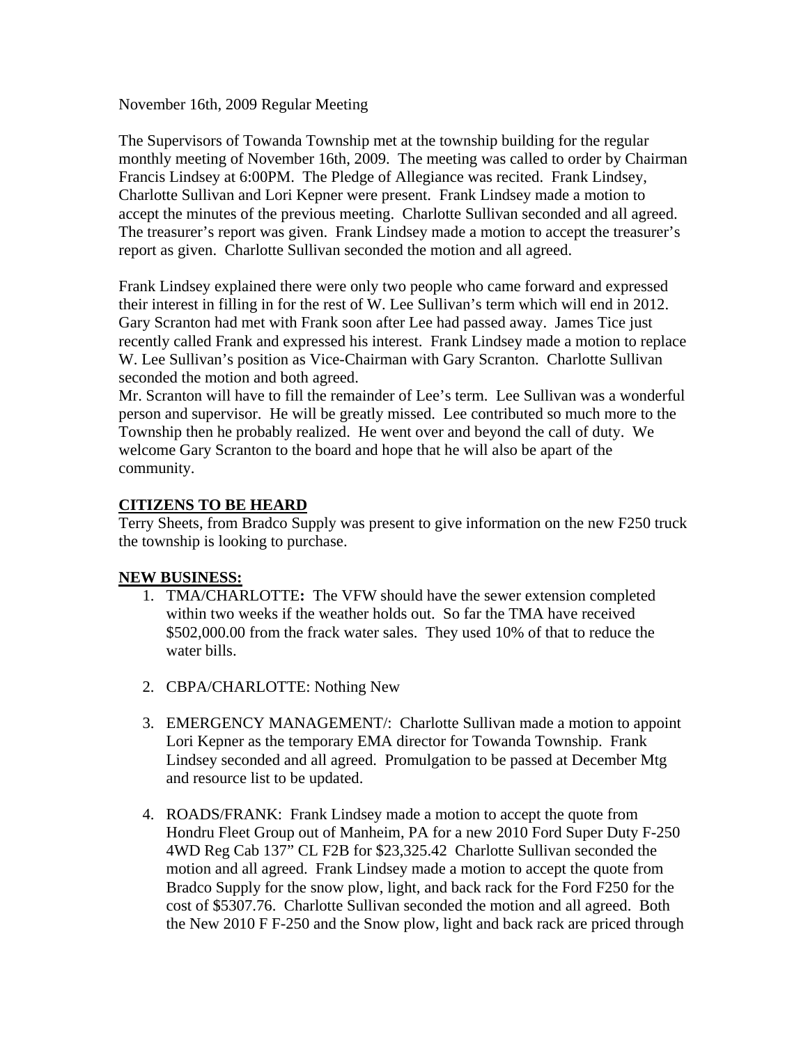November 16th, 2009 Regular Meeting

The Supervisors of Towanda Township met at the township building for the regular monthly meeting of November 16th, 2009. The meeting was called to order by Chairman Francis Lindsey at 6:00PM. The Pledge of Allegiance was recited. Frank Lindsey, Charlotte Sullivan and Lori Kepner were present. Frank Lindsey made a motion to accept the minutes of the previous meeting. Charlotte Sullivan seconded and all agreed. The treasurer's report was given. Frank Lindsey made a motion to accept the treasurer's report as given. Charlotte Sullivan seconded the motion and all agreed.

Frank Lindsey explained there were only two people who came forward and expressed their interest in filling in for the rest of W. Lee Sullivan's term which will end in 2012. Gary Scranton had met with Frank soon after Lee had passed away. James Tice just recently called Frank and expressed his interest. Frank Lindsey made a motion to replace W. Lee Sullivan's position as Vice-Chairman with Gary Scranton. Charlotte Sullivan seconded the motion and both agreed.
Mr. Scranton will have to fill the remainder of Lee's term. Lee Sullivan was a wonderful person and supervisor. He will be greatly missed. Lee contributed so much more to the Township then he probably realized. He went over and beyond the call of duty. We welcome Gary Scranton to the board and hope that he will also be apart of the community.

**CITIZENS TO BE HEARD**

Terry Sheets, from Bradco Supply was present to give information on the new F250 truck the township is looking to purchase.

**NEW BUSINESS:**

1. TMA/CHARLOTTE**:** The VFW should have the sewer extension completed within two weeks if the weather holds out. So far the TMA have received $502,000.00 from the frack water sales. They used 10% of that to reduce the water bills.

2. CBPA/CHARLOTTE: Nothing New

3. EMERGENCY MANAGEMENT/: Charlotte Sullivan made a motion to appoint Lori Kepner as the temporary EMA director for Towanda Township. Frank Lindsey seconded and all agreed. Promulgation to be passed at December Mtg and resource list to be updated.

4. ROADS/FRANK: Frank Lindsey made a motion to accept the quote from Hondru Fleet Group out of Manheim, PA for a new 2010 Ford Super Duty F-250 4WD Reg Cab 137" CL F2B for $23,325.42 Charlotte Sullivan seconded the motion and all agreed. Frank Lindsey made a motion to accept the quote from Bradco Supply for the snow plow, light, and back rack for the Ford F250 for the cost of $5307.76. Charlotte Sullivan seconded the motion and all agreed. Both the New 2010 F F-250 and the Snow plow, light and back rack are priced through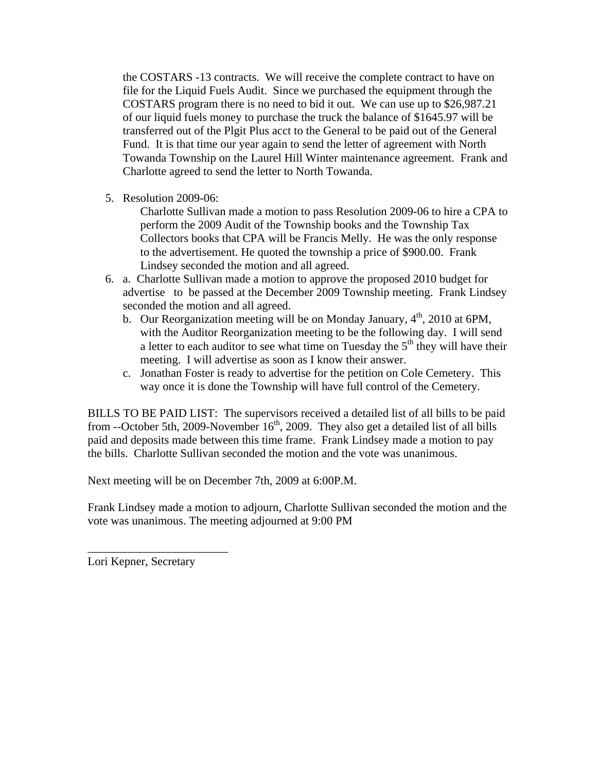the COSTARS -13 contracts. We will receive the complete contract to have on file for the Liquid Fuels Audit. Since we purchased the equipment through the COSTARS program there is no need to bid it out. We can use up to $26,987.21 of our liquid fuels money to purchase the truck the balance of $1645.97 will be transferred out of the Plgit Plus acct to the General to be paid out of the General Fund. It is that time our year again to send the letter of agreement with North Towanda Township on the Laurel Hill Winter maintenance agreement. Frank and Charlotte agreed to send the letter to North Towanda.

5. Resolution 2009-06:

   Charlotte Sullivan made a motion to pass Resolution 2009-06 to hire a CPA to perform the 2009 Audit of the Township books and the Township Tax Collectors books that CPA will be Francis Melly. He was the only response to the advertisement. He quoted the township a price of $900.00. Frank Lindsey seconded the motion and all agreed.

6. a. Charlotte Sullivan made a motion to approve the proposed 2010 budget for advertise to be passed at the December 2009 Township meeting. Frank Lindsey seconded the motion and all agreed.

   b. Our Reorganization meeting will be on Monday January, 4th, 2010 at 6PM, with the Auditor Reorganization meeting to be the following day. I will send a letter to each auditor to see what time on Tuesday the 5th they will have their meeting. I will advertise as soon as I know their answer.

   c. Jonathan Foster is ready to advertise for the petition on Cole Cemetery. This way once it is done the Township will have full control of the Cemetery.

BILLS TO BE PAID LIST: The supervisors received a detailed list of all bills to be paid from --October 5th, 2009-November 16th, 2009. They also get a detailed list of all bills paid and deposits made between this time frame. Frank Lindsey made a motion to pay the bills. Charlotte Sullivan seconded the motion and the vote was unanimous.

Next meeting will be on December 7th, 2009 at 6:00P.M.

Frank Lindsey made a motion to adjourn, Charlotte Sullivan seconded the motion and the vote was unanimous. The meeting adjourned at 9:00 PM

________________________

Lori Kepner, Secretary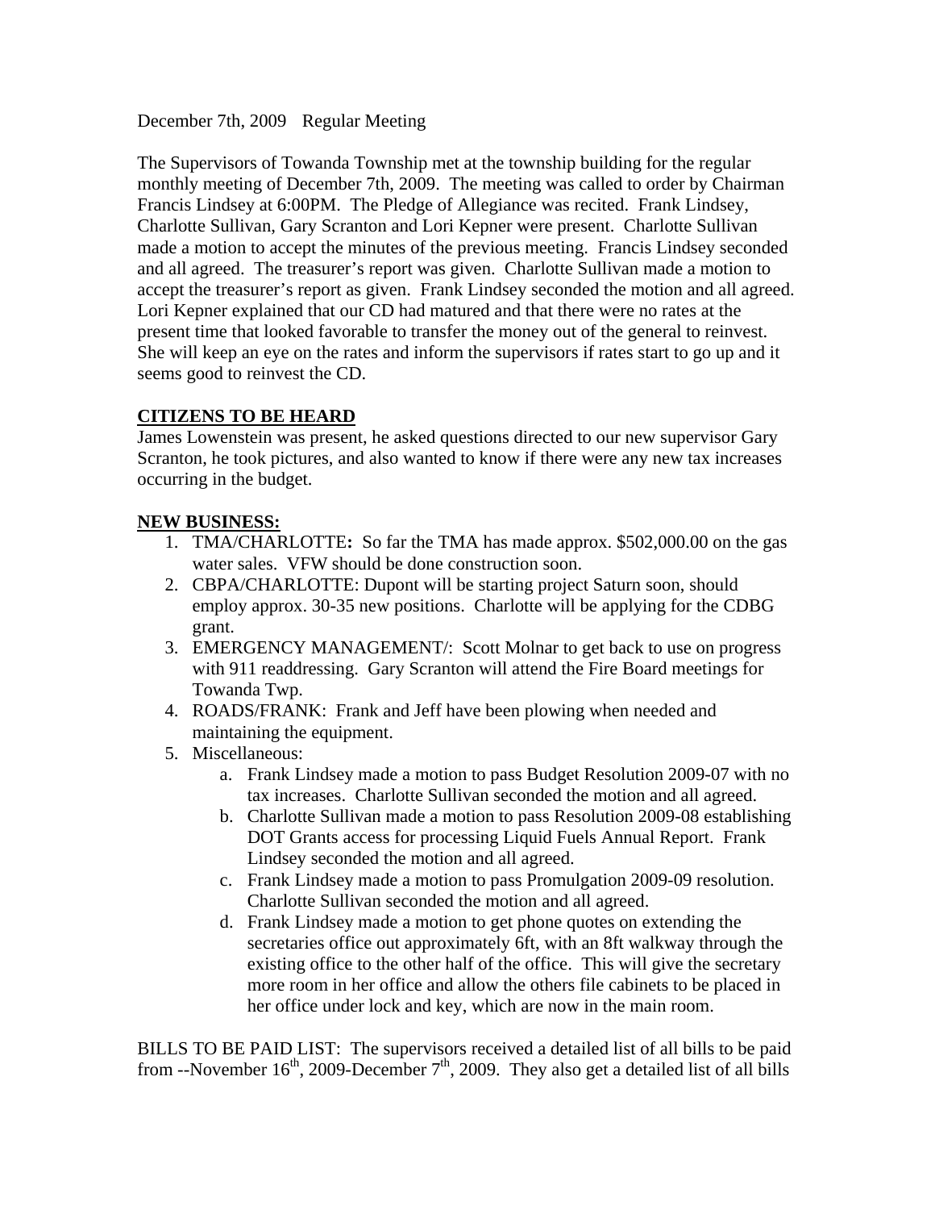December 7th, 2009 Regular Meeting

The Supervisors of Towanda Township met at the township building for the regular monthly meeting of December 7th, 2009. The meeting was called to order by Chairman Francis Lindsey at 6:00PM. The Pledge of Allegiance was recited. Frank Lindsey, Charlotte Sullivan, Gary Scranton and Lori Kepner were present. Charlotte Sullivan made a motion to accept the minutes of the previous meeting. Francis Lindsey seconded and all agreed. The treasurer's report was given. Charlotte Sullivan made a motion to accept the treasurer's report as given. Frank Lindsey seconded the motion and all agreed. Lori Kepner explained that our CD had matured and that there were no rates at the present time that looked favorable to transfer the money out of the general to reinvest. She will keep an eye on the rates and inform the supervisors if rates start to go up and it seems good to reinvest the CD.

**CITIZENS TO BE HEARD**

James Lowenstein was present, he asked questions directed to our new supervisor Gary Scranton, he took pictures, and also wanted to know if there were any new tax increases occurring in the budget.

**NEW BUSINESS:**

1. TMA/CHARLOTTE**:** So far the TMA has made approx. $502,000.00 on the gas water sales. VFW should be done construction soon.
2. CBPA/CHARLOTTE: Dupont will be starting project Saturn soon, should employ approx. 30-35 new positions. Charlotte will be applying for the CDBG grant.
3. EMERGENCY MANAGEMENT/: Scott Molnar to get back to use on progress with 911 readdressing. Gary Scranton will attend the Fire Board meetings for Towanda Twp.
4. ROADS/FRANK: Frank and Jeff have been plowing when needed and maintaining the equipment.
5. Miscellaneous:
   a. Frank Lindsey made a motion to pass Budget Resolution 2009-07 with no tax increases. Charlotte Sullivan seconded the motion and all agreed.
   b. Charlotte Sullivan made a motion to pass Resolution 2009-08 establishing DOT Grants access for processing Liquid Fuels Annual Report. Frank Lindsey seconded the motion and all agreed.
   c. Frank Lindsey made a motion to pass Promulgation 2009-09 resolution. Charlotte Sullivan seconded the motion and all agreed.
   d. Frank Lindsey made a motion to get phone quotes on extending the secretaries office out approximately 6ft, with an 8ft walkway through the existing office to the other half of the office. This will give the secretary more room in her office and allow the others file cabinets to be placed in her office under lock and key, which are now in the main room.

BILLS TO BE PAID LIST: The supervisors received a detailed list of all bills to be paid from --November 16th, 2009-December 7th, 2009. They also get a detailed list of all bills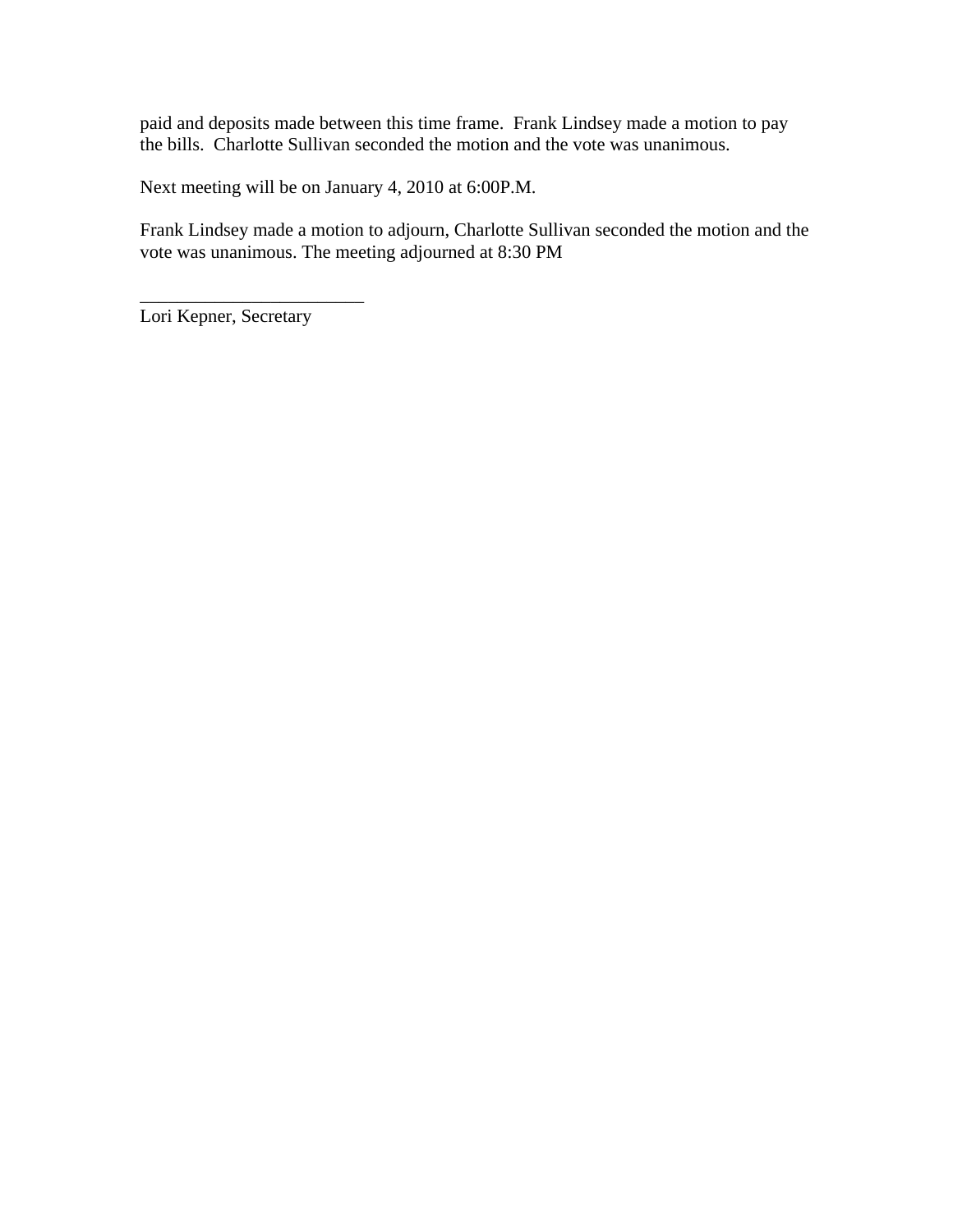paid and deposits made between this time frame. Frank Lindsey made a motion to pay the bills. Charlotte Sullivan seconded the motion and the vote was unanimous.

Next meeting will be on January 4, 2010 at 6:00P.M.

Frank Lindsey made a motion to adjourn, Charlotte Sullivan seconded the motion and the vote was unanimous. The meeting adjourned at 8:30 PM

_________________________
Lori Kepner, Secretary